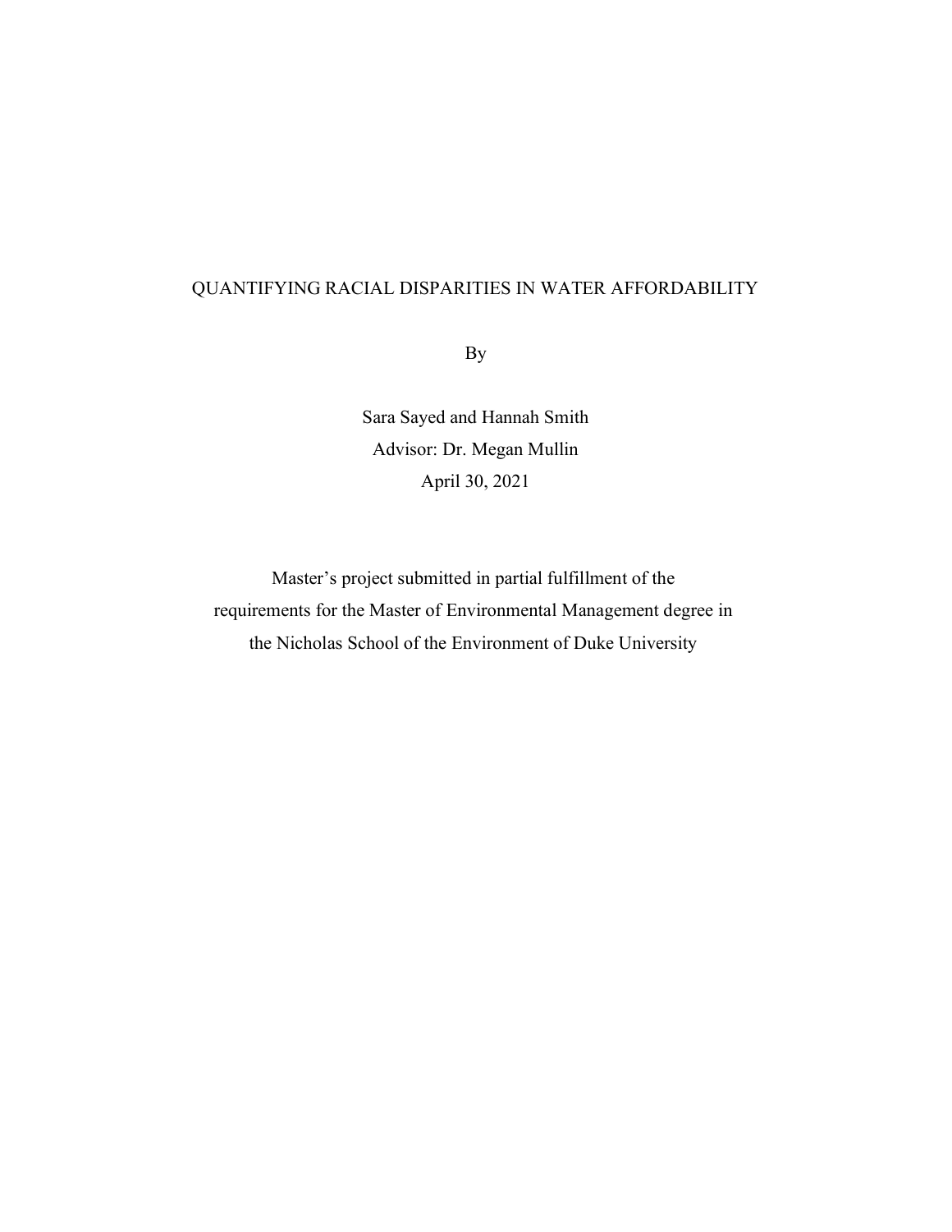# QUANTIFYING RACIAL DISPARITIES IN WATER AFFORDABILITY

By

Sara Sayed and Hannah Smith

Advisor: Dr. Megan Mullin

April 30, 2021

Master's project submitted in partial fulfillment of the requirements for the Master of Environmental Management degree in the Nicholas School of the Environment of Duke University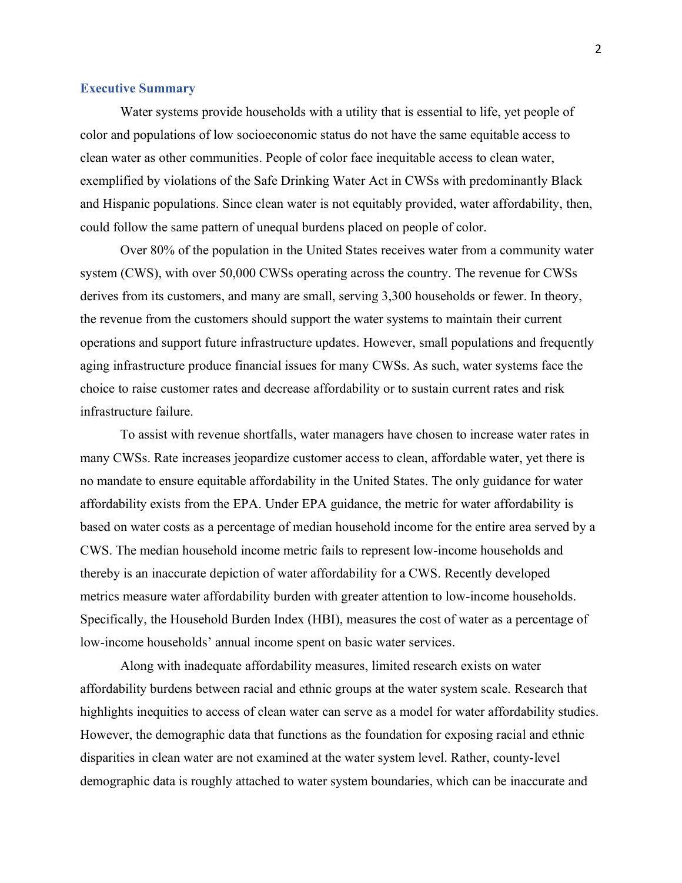## Executive Summary

Water systems provide households with a utility that is essential to life, yet people of color and populations of low socioeconomic status do not have the same equitable access to clean water as other communities. People of color face inequitable access to clean water, exemplified by violations of the Safe Drinking Water Act in CWSs with predominantly Black and Hispanic populations. Since clean water is not equitably provided, water affordability, then, could follow the same pattern of unequal burdens placed on people of color.

Over 80% of the population in the United States receives water from a community water system (CWS), with over 50,000 CWSs operating across the country. The revenue for CWSs derives from its customers, and many are small, serving 3,300 households or fewer. In theory, the revenue from the customers should support the water systems to maintain their current operations and support future infrastructure updates. However, small populations and frequently aging infrastructure produce financial issues for many CWSs. As such, water systems face the choice to raise customer rates and decrease affordability or to sustain current rates and risk infrastructure failure.

To assist with revenue shortfalls, water managers have chosen to increase water rates in many CWSs. Rate increases jeopardize customer access to clean, affordable water, yet there is no mandate to ensure equitable affordability in the United States. The only guidance for water affordability exists from the EPA. Under EPA guidance, the metric for water affordability is based on water costs as a percentage of median household income for the entire area served by a CWS. The median household income metric fails to represent low-income households and thereby is an inaccurate depiction of water affordability for a CWS. Recently developed metrics measure water affordability burden with greater attention to low-income households. Specifically, the Household Burden Index (HBI), measures the cost of water as a percentage of low-income households' annual income spent on basic water services.

Along with inadequate affordability measures, limited research exists on water affordability burdens between racial and ethnic groups at the water system scale. Research that highlights inequities to access of clean water can serve as a model for water affordability studies. However, the demographic data that functions as the foundation for exposing racial and ethnic disparities in clean water are not examined at the water system level. Rather, county-level demographic data is roughly attached to water system boundaries, which can be inaccurate and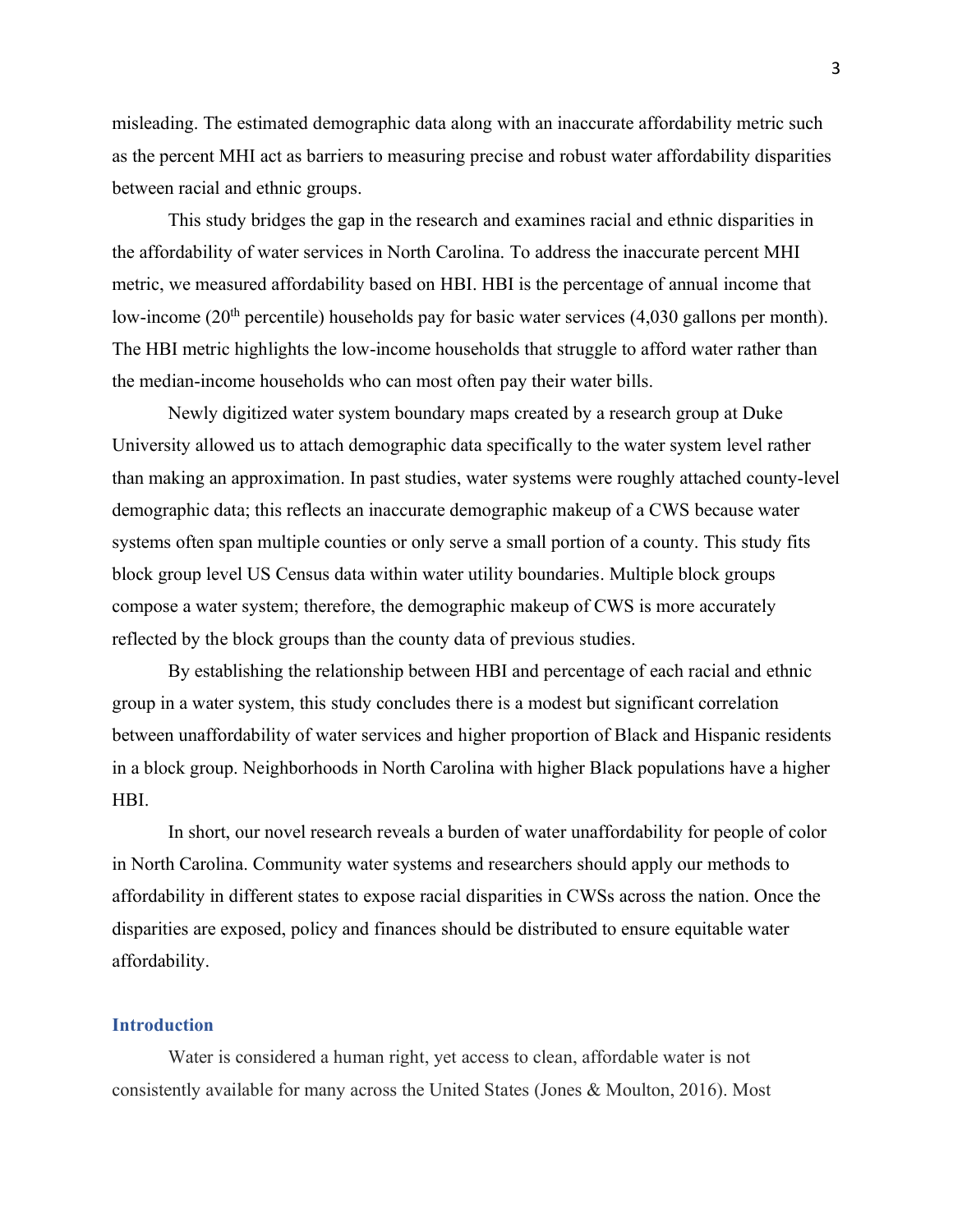misleading. The estimated demographic data along with an inaccurate affordability metric such as the percent MHI act as barriers to measuring precise and robust water affordability disparities between racial and ethnic groups.

This study bridges the gap in the research and examines racial and ethnic disparities in the affordability of water services in North Carolina. To address the inaccurate percent MHI metric, we measured affordability based on HBI. HBI is the percentage of annual income that low-income (20th percentile) households pay for basic water services (4,030 gallons per month). The HBI metric highlights the low-income households that struggle to afford water rather than the median-income households who can most often pay their water bills.

Newly digitized water system boundary maps created by a research group at Duke University allowed us to attach demographic data specifically to the water system level rather than making an approximation. In past studies, water systems were roughly attached county-level demographic data; this reflects an inaccurate demographic makeup of a CWS because water systems often span multiple counties or only serve a small portion of a county. This study fits block group level US Census data within water utility boundaries. Multiple block groups compose a water system; therefore, the demographic makeup of CWS is more accurately reflected by the block groups than the county data of previous studies.

By establishing the relationship between HBI and percentage of each racial and ethnic group in a water system, this study concludes there is a modest but significant correlation between unaffordability of water services and higher proportion of Black and Hispanic residents in a block group. Neighborhoods in North Carolina with higher Black populations have a higher HBI.

In short, our novel research reveals a burden of water unaffordability for people of color in North Carolina. Community water systems and researchers should apply our methods to affordability in different states to expose racial disparities in CWSs across the nation. Once the disparities are exposed, policy and finances should be distributed to ensure equitable water affordability.

## Introduction

Water is considered a human right, yet access to clean, affordable water is not consistently available for many across the United States (Jones & Moulton, 2016). Most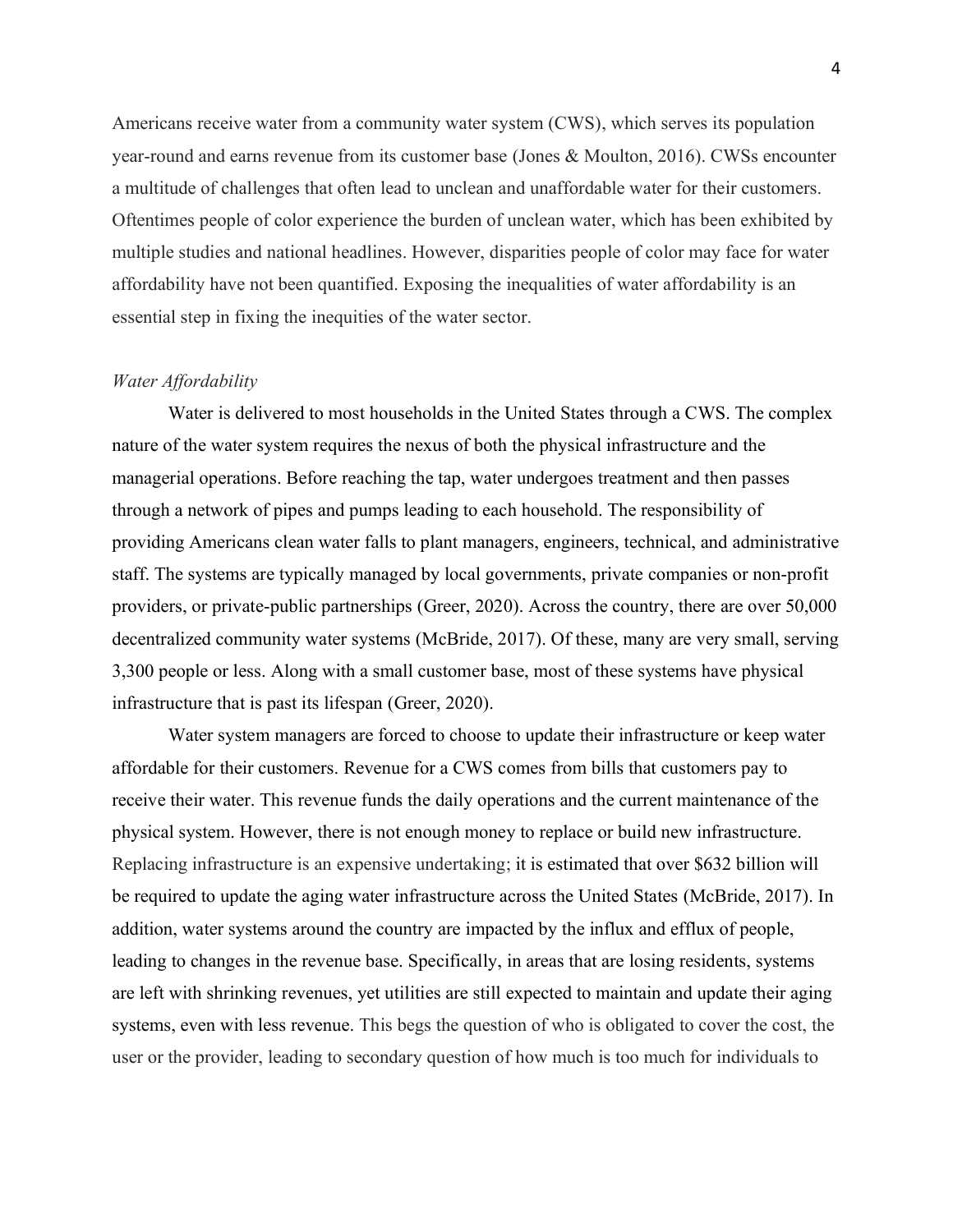Americans receive water from a community water system (CWS), which serves its population year-round and earns revenue from its customer base (Jones & Moulton, 2016). CWSs encounter a multitude of challenges that often lead to unclean and unaffordable water for their customers. Oftentimes people of color experience the burden of unclean water, which has been exhibited by multiple studies and national headlines. However, disparities people of color may face for water affordability have not been quantified. Exposing the inequalities of water affordability is an essential step in fixing the inequities of the water sector.

*Water Affordability*

Water is delivered to most households in the United States through a CWS. The complex nature of the water system requires the nexus of both the physical infrastructure and the managerial operations. Before reaching the tap, water undergoes treatment and then passes through a network of pipes and pumps leading to each household. The responsibility of providing Americans clean water falls to plant managers, engineers, technical, and administrative staff. The systems are typically managed by local governments, private companies or non-profit providers, or private-public partnerships (Greer, 2020). Across the country, there are over 50,000 decentralized community water systems (McBride, 2017). Of these, many are very small, serving 3,300 people or less. Along with a small customer base, most of these systems have physical infrastructure that is past its lifespan (Greer, 2020).

Water system managers are forced to choose to update their infrastructure or keep water affordable for their customers. Revenue for a CWS comes from bills that customers pay to receive their water. This revenue funds the daily operations and the current maintenance of the physical system. However, there is not enough money to replace or build new infrastructure. Replacing infrastructure is an expensive undertaking; it is estimated that over $632 billion will be required to update the aging water infrastructure across the United States (McBride, 2017). In addition, water systems around the country are impacted by the influx and efflux of people, leading to changes in the revenue base. Specifically, in areas that are losing residents, systems are left with shrinking revenues, yet utilities are still expected to maintain and update their aging systems, even with less revenue. This begs the question of who is obligated to cover the cost, the user or the provider, leading to secondary question of how much is too much for individuals to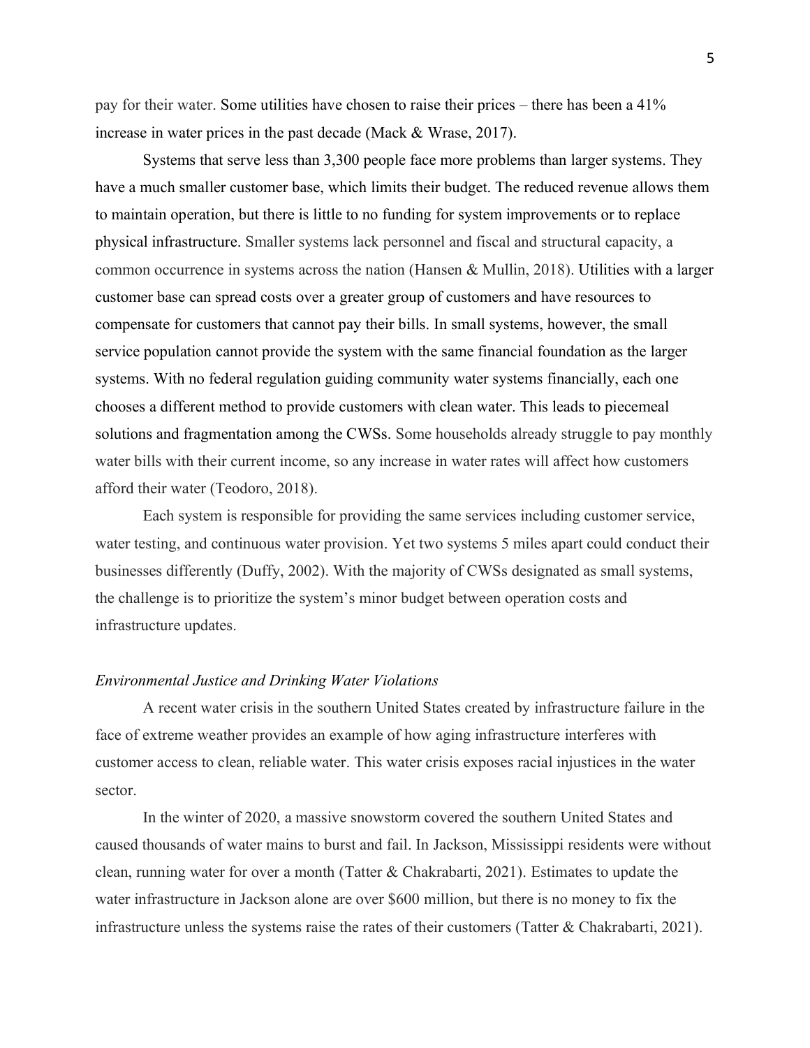pay for their water. Some utilities have chosen to raise their prices – there has been a 41% increase in water prices in the past decade (Mack & Wrase, 2017).

Systems that serve less than 3,300 people face more problems than larger systems. They have a much smaller customer base, which limits their budget. The reduced revenue allows them to maintain operation, but there is little to no funding for system improvements or to replace physical infrastructure. Smaller systems lack personnel and fiscal and structural capacity, a common occurrence in systems across the nation (Hansen & Mullin, 2018). Utilities with a larger customer base can spread costs over a greater group of customers and have resources to compensate for customers that cannot pay their bills. In small systems, however, the small service population cannot provide the system with the same financial foundation as the larger systems. With no federal regulation guiding community water systems financially, each one chooses a different method to provide customers with clean water. This leads to piecemeal solutions and fragmentation among the CWSs. Some households already struggle to pay monthly water bills with their current income, so any increase in water rates will affect how customers afford their water (Teodoro, 2018).

Each system is responsible for providing the same services including customer service, water testing, and continuous water provision. Yet two systems 5 miles apart could conduct their businesses differently (Duffy, 2002). With the majority of CWSs designated as small systems, the challenge is to prioritize the system's minor budget between operation costs and infrastructure updates.

*Environmental Justice and Drinking Water Violations*

A recent water crisis in the southern United States created by infrastructure failure in the face of extreme weather provides an example of how aging infrastructure interferes with customer access to clean, reliable water. This water crisis exposes racial injustices in the water sector.

In the winter of 2020, a massive snowstorm covered the southern United States and caused thousands of water mains to burst and fail. In Jackson, Mississippi residents were without clean, running water for over a month (Tatter & Chakrabarti, 2021). Estimates to update the water infrastructure in Jackson alone are over $600 million, but there is no money to fix the infrastructure unless the systems raise the rates of their customers (Tatter & Chakrabarti, 2021).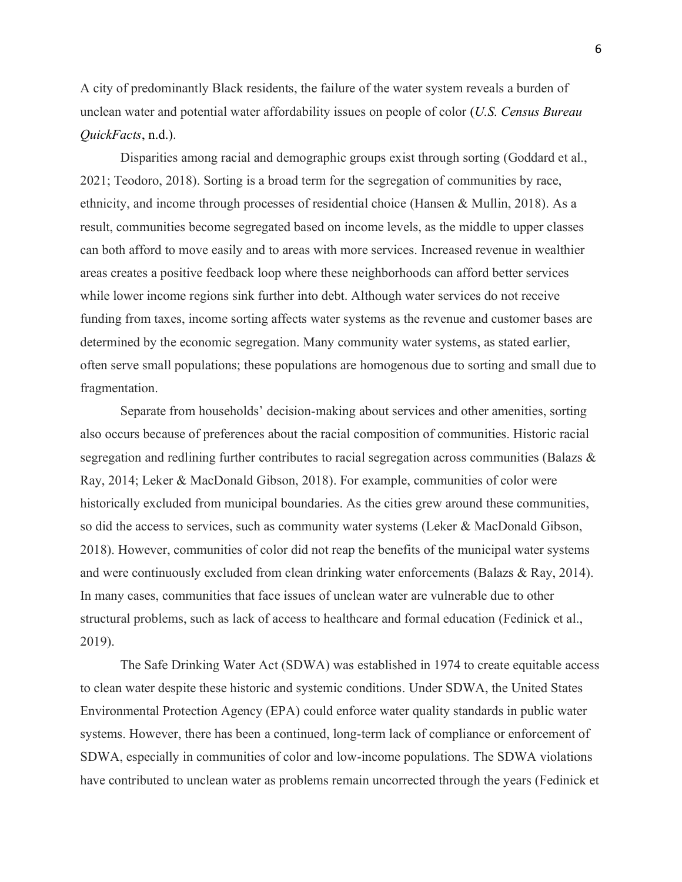A city of predominantly Black residents, the failure of the water system reveals a burden of unclean water and potential water affordability issues on people of color (*U.S. Census Bureau QuickFacts*, n.d.).

Disparities among racial and demographic groups exist through sorting (Goddard et al., 2021; Teodoro, 2018). Sorting is a broad term for the segregation of communities by race, ethnicity, and income through processes of residential choice (Hansen & Mullin, 2018). As a result, communities become segregated based on income levels, as the middle to upper classes can both afford to move easily and to areas with more services. Increased revenue in wealthier areas creates a positive feedback loop where these neighborhoods can afford better services while lower income regions sink further into debt. Although water services do not receive funding from taxes, income sorting affects water systems as the revenue and customer bases are determined by the economic segregation. Many community water systems, as stated earlier, often serve small populations; these populations are homogenous due to sorting and small due to fragmentation.

Separate from households' decision-making about services and other amenities, sorting also occurs because of preferences about the racial composition of communities. Historic racial segregation and redlining further contributes to racial segregation across communities (Balazs & Ray, 2014; Leker & MacDonald Gibson, 2018). For example, communities of color were historically excluded from municipal boundaries. As the cities grew around these communities, so did the access to services, such as community water systems (Leker & MacDonald Gibson, 2018). However, communities of color did not reap the benefits of the municipal water systems and were continuously excluded from clean drinking water enforcements (Balazs & Ray, 2014). In many cases, communities that face issues of unclean water are vulnerable due to other structural problems, such as lack of access to healthcare and formal education (Fedinick et al., 2019).

The Safe Drinking Water Act (SDWA) was established in 1974 to create equitable access to clean water despite these historic and systemic conditions. Under SDWA, the United States Environmental Protection Agency (EPA) could enforce water quality standards in public water systems. However, there has been a continued, long-term lack of compliance or enforcement of SDWA, especially in communities of color and low-income populations. The SDWA violations have contributed to unclean water as problems remain uncorrected through the years (Fedinick et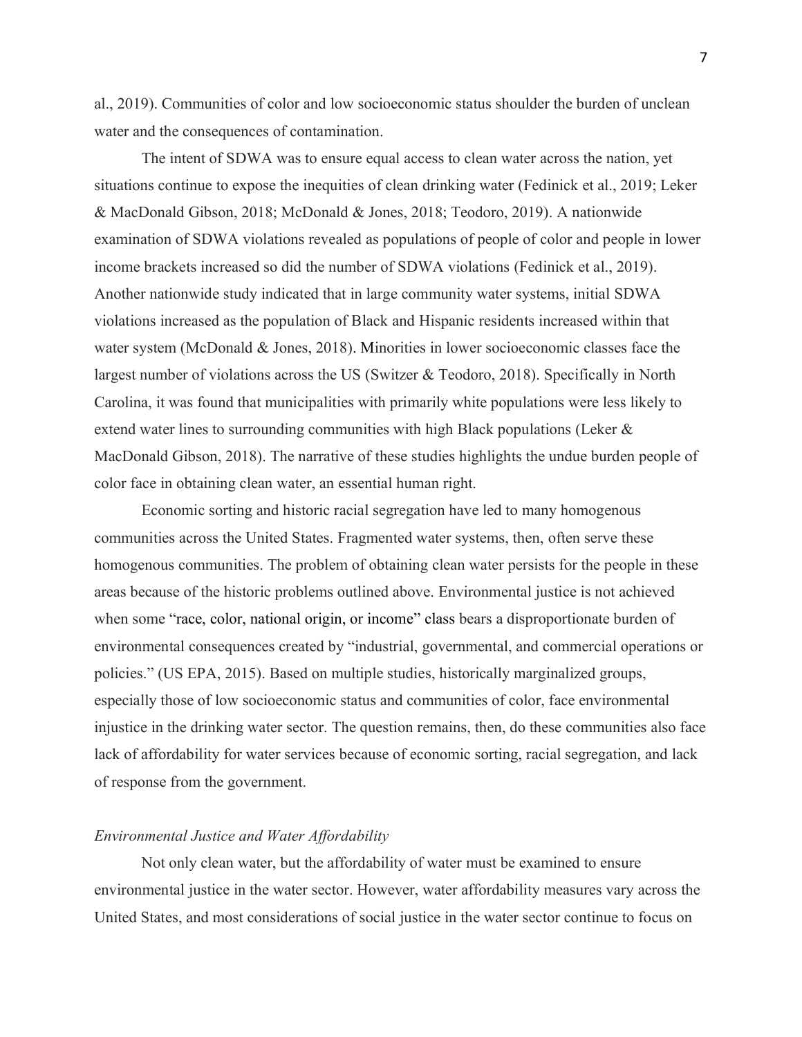al., 2019). Communities of color and low socioeconomic status shoulder the burden of unclean water and the consequences of contamination.

The intent of SDWA was to ensure equal access to clean water across the nation, yet situations continue to expose the inequities of clean drinking water (Fedinick et al., 2019; Leker & MacDonald Gibson, 2018; McDonald & Jones, 2018; Teodoro, 2019). A nationwide examination of SDWA violations revealed as populations of people of color and people in lower income brackets increased so did the number of SDWA violations (Fedinick et al., 2019). Another nationwide study indicated that in large community water systems, initial SDWA violations increased as the population of Black and Hispanic residents increased within that water system (McDonald & Jones, 2018). Minorities in lower socioeconomic classes face the largest number of violations across the US (Switzer & Teodoro, 2018). Specifically in North Carolina, it was found that municipalities with primarily white populations were less likely to extend water lines to surrounding communities with high Black populations (Leker & MacDonald Gibson, 2018). The narrative of these studies highlights the undue burden people of color face in obtaining clean water, an essential human right.

Economic sorting and historic racial segregation have led to many homogenous communities across the United States. Fragmented water systems, then, often serve these homogenous communities. The problem of obtaining clean water persists for the people in these areas because of the historic problems outlined above. Environmental justice is not achieved when some "race, color, national origin, or income" class bears a disproportionate burden of environmental consequences created by "industrial, governmental, and commercial operations or policies." (US EPA, 2015). Based on multiple studies, historically marginalized groups, especially those of low socioeconomic status and communities of color, face environmental injustice in the drinking water sector. The question remains, then, do these communities also face lack of affordability for water services because of economic sorting, racial segregation, and lack of response from the government.

### *Environmental Justice and Water Affordability*

Not only clean water, but the affordability of water must be examined to ensure environmental justice in the water sector. However, water affordability measures vary across the United States, and most considerations of social justice in the water sector continue to focus on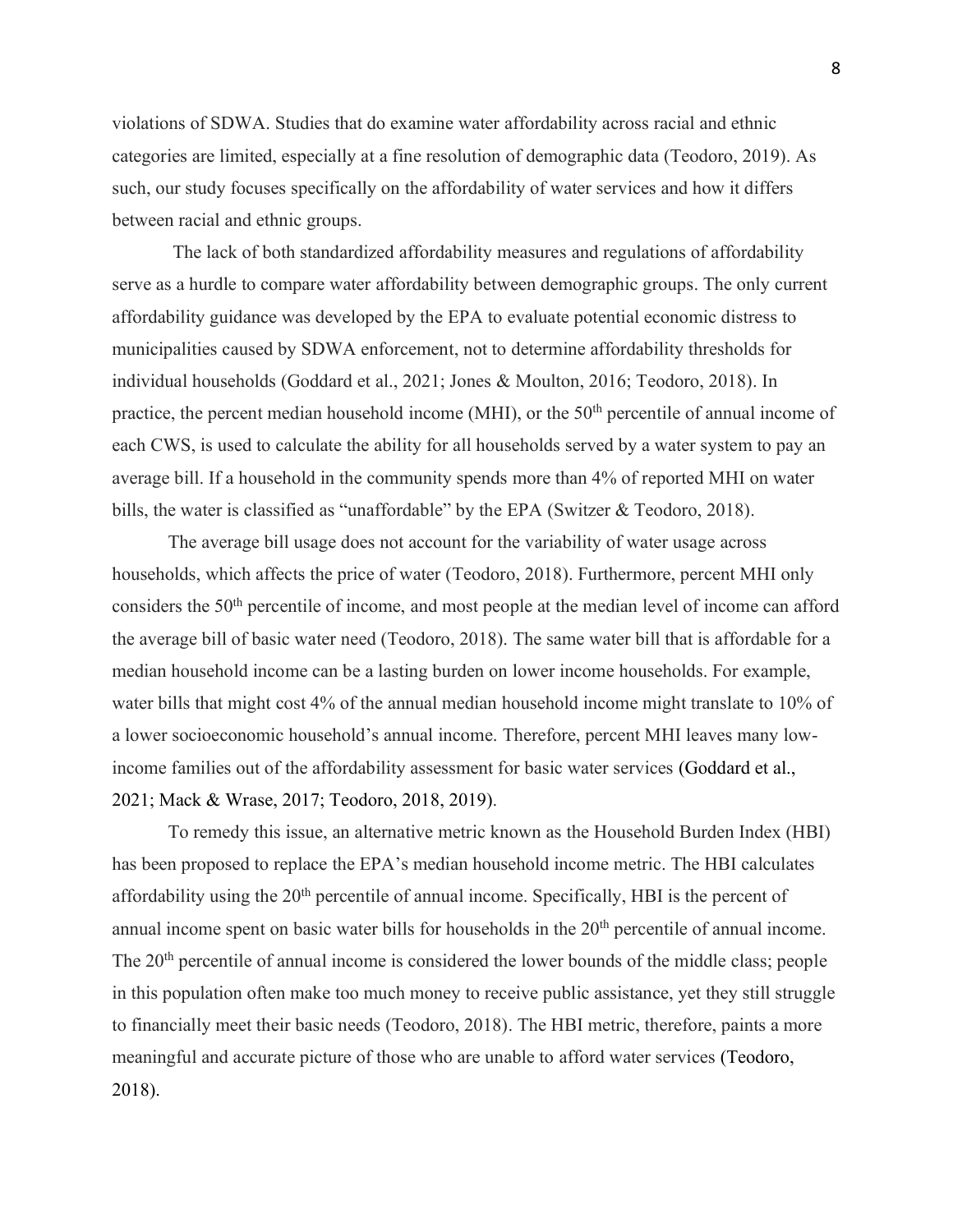violations of SDWA. Studies that do examine water affordability across racial and ethnic categories are limited, especially at a fine resolution of demographic data (Teodoro, 2019). As such, our study focuses specifically on the affordability of water services and how it differs between racial and ethnic groups.

The lack of both standardized affordability measures and regulations of affordability serve as a hurdle to compare water affordability between demographic groups. The only current affordability guidance was developed by the EPA to evaluate potential economic distress to municipalities caused by SDWA enforcement, not to determine affordability thresholds for individual households (Goddard et al., 2021; Jones & Moulton, 2016; Teodoro, 2018). In practice, the percent median household income (MHI), or the 50th percentile of annual income of each CWS, is used to calculate the ability for all households served by a water system to pay an average bill. If a household in the community spends more than 4% of reported MHI on water bills, the water is classified as "unaffordable" by the EPA (Switzer & Teodoro, 2018).

The average bill usage does not account for the variability of water usage across households, which affects the price of water (Teodoro, 2018). Furthermore, percent MHI only considers the 50th percentile of income, and most people at the median level of income can afford the average bill of basic water need (Teodoro, 2018). The same water bill that is affordable for a median household income can be a lasting burden on lower income households. For example, water bills that might cost 4% of the annual median household income might translate to 10% of a lower socioeconomic household's annual income. Therefore, percent MHI leaves many low-income families out of the affordability assessment for basic water services (Goddard et al., 2021; Mack & Wrase, 2017; Teodoro, 2018, 2019).

To remedy this issue, an alternative metric known as the Household Burden Index (HBI) has been proposed to replace the EPA's median household income metric. The HBI calculates affordability using the 20th percentile of annual income. Specifically, HBI is the percent of annual income spent on basic water bills for households in the 20th percentile of annual income. The 20th percentile of annual income is considered the lower bounds of the middle class; people in this population often make too much money to receive public assistance, yet they still struggle to financially meet their basic needs (Teodoro, 2018). The HBI metric, therefore, paints a more meaningful and accurate picture of those who are unable to afford water services (Teodoro, 2018).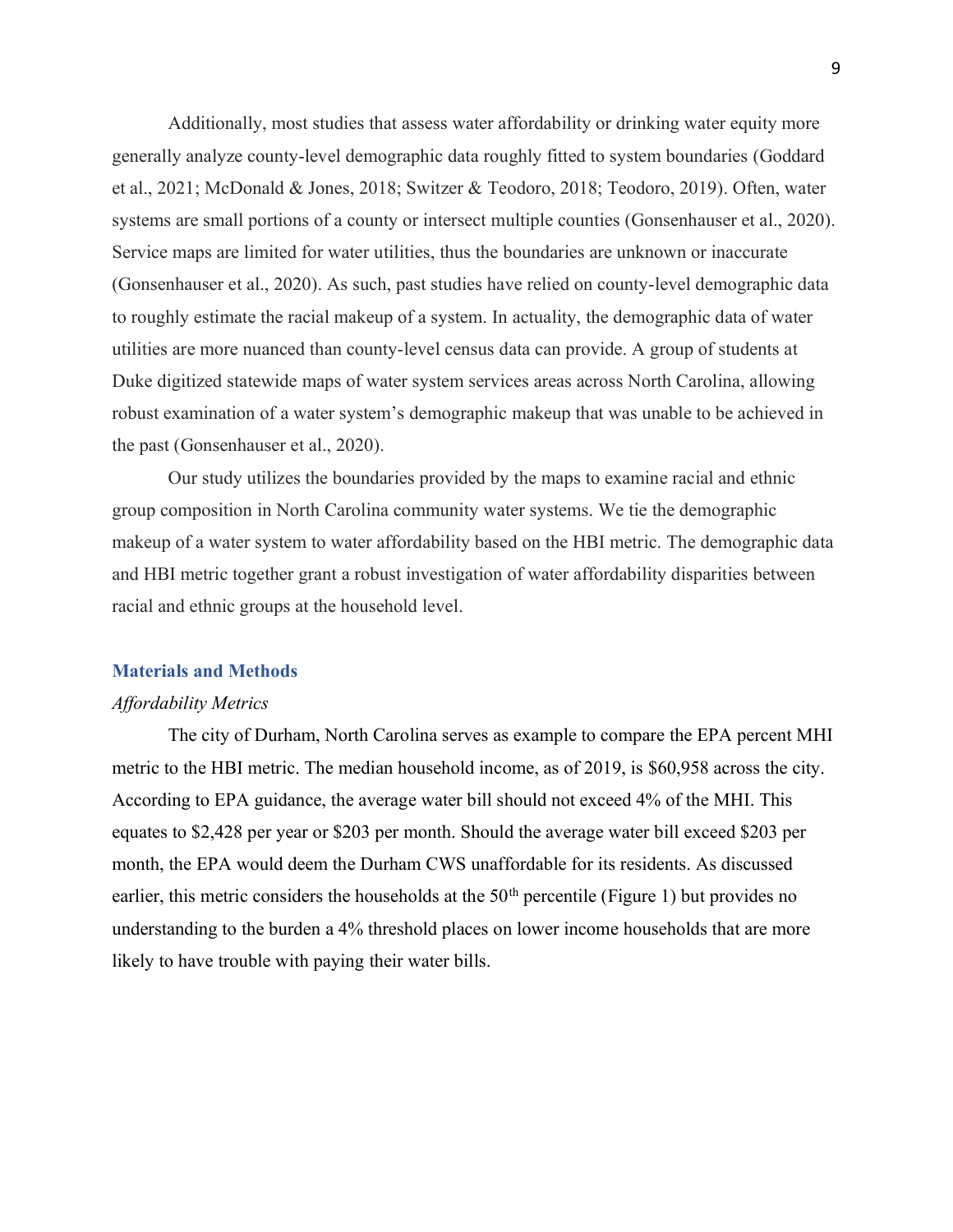Additionally, most studies that assess water affordability or drinking water equity more generally analyze county-level demographic data roughly fitted to system boundaries (Goddard et al., 2021; McDonald & Jones, 2018; Switzer & Teodoro, 2018; Teodoro, 2019). Often, water systems are small portions of a county or intersect multiple counties (Gonsenhauser et al., 2020). Service maps are limited for water utilities, thus the boundaries are unknown or inaccurate (Gonsenhauser et al., 2020). As such, past studies have relied on county-level demographic data to roughly estimate the racial makeup of a system. In actuality, the demographic data of water utilities are more nuanced than county-level census data can provide. A group of students at Duke digitized statewide maps of water system services areas across North Carolina, allowing robust examination of a water system's demographic makeup that was unable to be achieved in the past (Gonsenhauser et al., 2020).

Our study utilizes the boundaries provided by the maps to examine racial and ethnic group composition in North Carolina community water systems. We tie the demographic makeup of a water system to water affordability based on the HBI metric. The demographic data and HBI metric together grant a robust investigation of water affordability disparities between racial and ethnic groups at the household level.

## Materials and Methods

### *Affordability Metrics*

The city of Durham, North Carolina serves as example to compare the EPA percent MHI metric to the HBI metric. The median household income, as of 2019, is $60,958 across the city. According to EPA guidance, the average water bill should not exceed 4% of the MHI. This equates to $2,428 per year or $203 per month. Should the average water bill exceed $203 per month, the EPA would deem the Durham CWS unaffordable for its residents. As discussed earlier, this metric considers the households at the 50$^{th}$ percentile (Figure 1) but provides no understanding to the burden a 4% threshold places on lower income households that are more likely to have trouble with paying their water bills.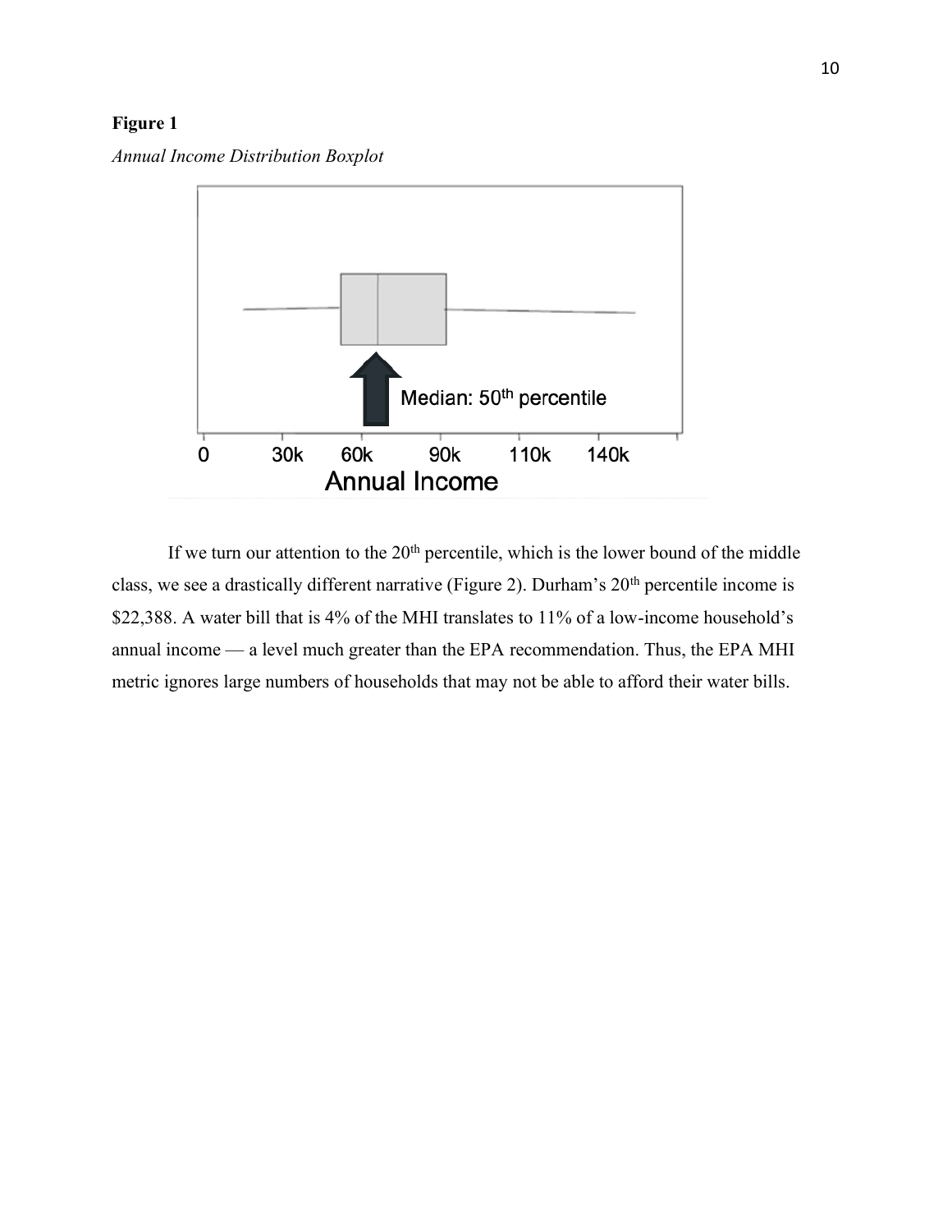**Figure 1**

*Annual Income Distribution Boxplot*

If we turn our attention to the 20th percentile, which is the lower bound of the middle class, we see a drastically different narrative (Figure 2). Durham's 20th percentile income is \$22,388. A water bill that is 4% of the MHI translates to 11% of a low-income household's annual income — a level much greater than the EPA recommendation. Thus, the EPA MHI metric ignores large numbers of households that may not be able to afford their water bills.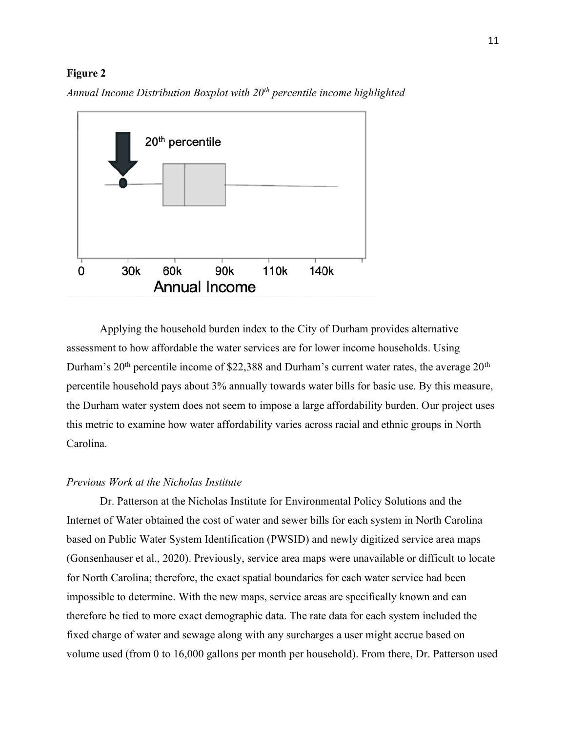**Figure 2**

*Annual Income Distribution Boxplot with 20th percentile income highlighted*

Applying the household burden index to the City of Durham provides alternative assessment to how affordable the water services are for lower income households. Using Durham's 20th percentile income of $22,388 and Durham's current water rates, the average 20th percentile household pays about 3% annually towards water bills for basic use. By this measure, the Durham water system does not seem to impose a large affordability burden. Our project uses this metric to examine how water affordability varies across racial and ethnic groups in North Carolina.

*Previous Work at the Nicholas Institute*

Dr. Patterson at the Nicholas Institute for Environmental Policy Solutions and the Internet of Water obtained the cost of water and sewer bills for each system in North Carolina based on Public Water System Identification (PWSID) and newly digitized service area maps (Gonsenhauser et al., 2020). Previously, service area maps were unavailable or difficult to locate for North Carolina; therefore, the exact spatial boundaries for each water service had been impossible to determine. With the new maps, service areas are specifically known and can therefore be tied to more exact demographic data. The rate data for each system included the fixed charge of water and sewage along with any surcharges a user might accrue based on volume used (from 0 to 16,000 gallons per month per household). From there, Dr. Patterson used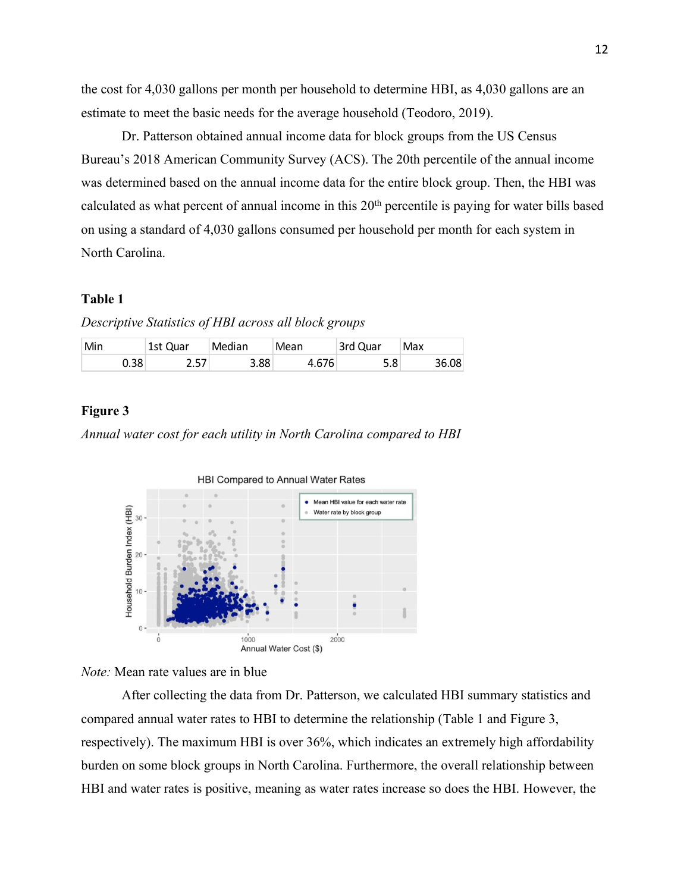the cost for 4,030 gallons per month per household to determine HBI, as 4,030 gallons are an estimate to meet the basic needs for the average household (Teodoro, 2019).

Dr. Patterson obtained annual income data for block groups from the US Census Bureau's 2018 American Community Survey (ACS). The 20th percentile of the annual income was determined based on the annual income data for the entire block group. Then, the HBI was calculated as what percent of annual income in this 20th percentile is paying for water bills based on using a standard of 4,030 gallons consumed per household per month for each system in North Carolina.

**Table 1**

*Descriptive Statistics of HBI across all block groups*

| Min | 1st Quar | Median | Mean | 3rd Quar | Max |
|---|---|---|---|---|---|
| 0.38 | 2.57 | 3.88 | 4.676 | 5.8 | 36.08 |

**Figure 3**

*Annual water cost for each utility in North Carolina compared to HBI*

*Note:* Mean rate values are in blue

After collecting the data from Dr. Patterson, we calculated HBI summary statistics and compared annual water rates to HBI to determine the relationship (Table 1 and Figure 3, respectively). The maximum HBI is over 36%, which indicates an extremely high affordability burden on some block groups in North Carolina. Furthermore, the overall relationship between HBI and water rates is positive, meaning as water rates increase so does the HBI. However, the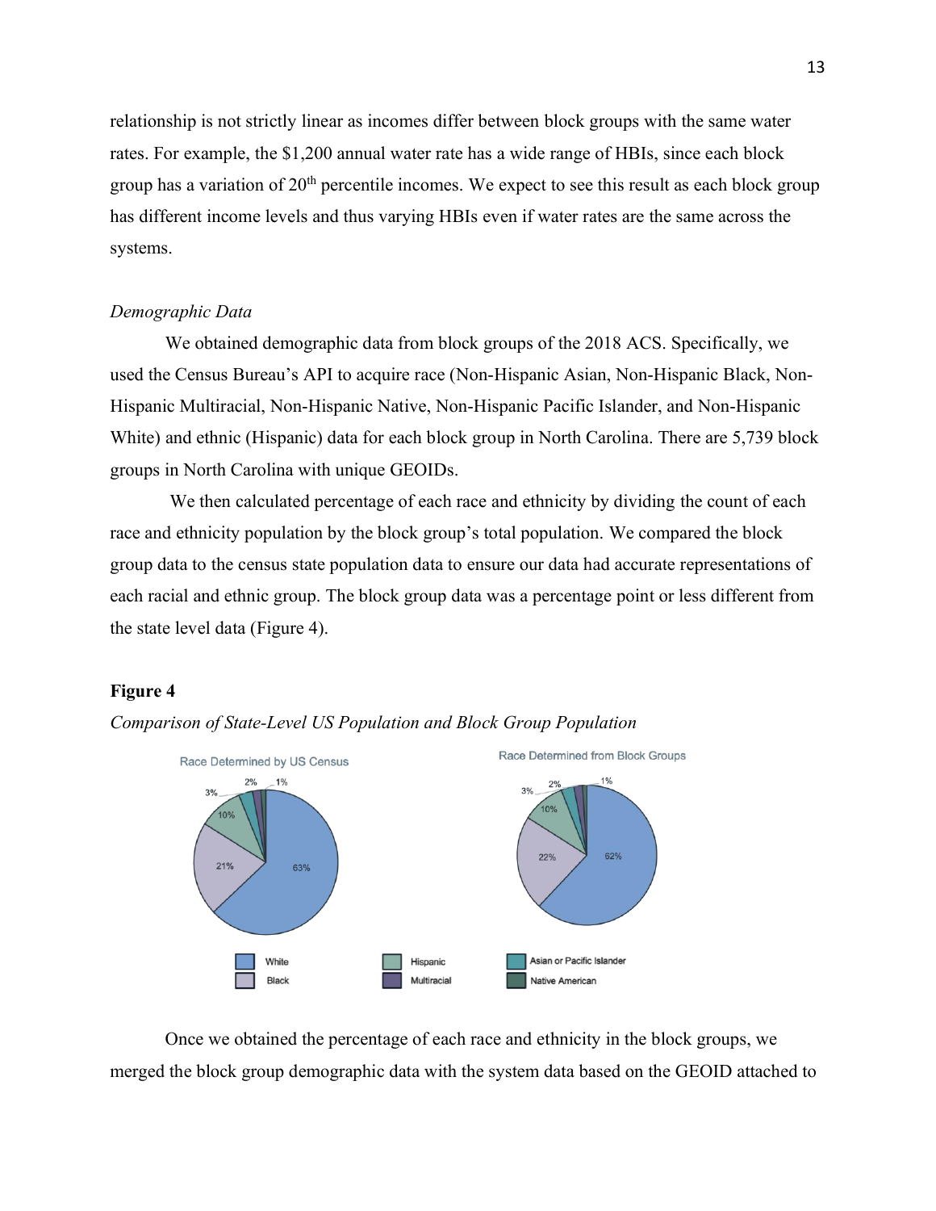relationship is not strictly linear as incomes differ between block groups with the same water rates. For example, the $1,200 annual water rate has a wide range of HBIs, since each block group has a variation of 20th percentile incomes. We expect to see this result as each block group has different income levels and thus varying HBIs even if water rates are the same across the systems.

*Demographic Data*

We obtained demographic data from block groups of the 2018 ACS. Specifically, we used the Census Bureau's API to acquire race (Non-Hispanic Asian, Non-Hispanic Black, Non-Hispanic Multiracial, Non-Hispanic Native, Non-Hispanic Pacific Islander, and Non-Hispanic White) and ethnic (Hispanic) data for each block group in North Carolina. There are 5,739 block groups in North Carolina with unique GEOIDs.

We then calculated percentage of each race and ethnicity by dividing the count of each race and ethnicity population by the block group's total population. We compared the block group data to the census state population data to ensure our data had accurate representations of each racial and ethnic group. The block group data was a percentage point or less different from the state level data (Figure 4).

**Figure 4**

*Comparison of State-Level US Population and Block Group Population*

Race Determined by US Census: White 63%, Black 21%, Hispanic 10%, Asian or Pacific Islander 3%, Multiracial 2%, Native American 1%

Race Determined from Block Groups: White 62%, Black 22%, Hispanic 10%, Asian or Pacific Islander 3%, Multiracial 2%, Native American 1%

Once we obtained the percentage of each race and ethnicity in the block groups, we merged the block group demographic data with the system data based on the GEOID attached to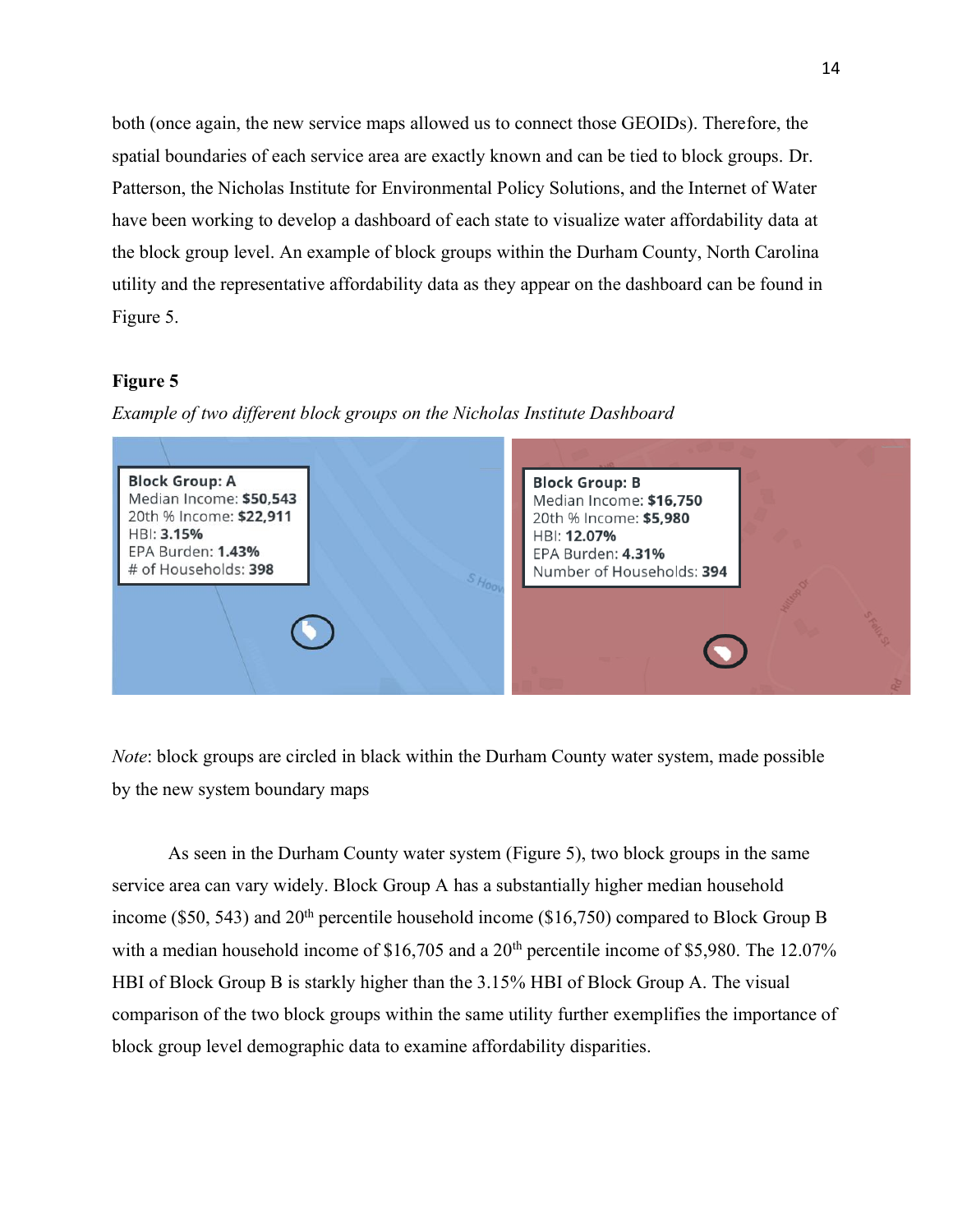both (once again, the new service maps allowed us to connect those GEOIDs). Therefore, the spatial boundaries of each service area are exactly known and can be tied to block groups. Dr. Patterson, the Nicholas Institute for Environmental Policy Solutions, and the Internet of Water have been working to develop a dashboard of each state to visualize water affordability data at the block group level. An example of block groups within the Durham County, North Carolina utility and the representative affordability data as they appear on the dashboard can be found in Figure 5.

**Figure 5**

*Example of two different block groups on the Nicholas Institute Dashboard*

*Note*: block groups are circled in black within the Durham County water system, made possible by the new system boundary maps

As seen in the Durham County water system (Figure 5), two block groups in the same service area can vary widely. Block Group A has a substantially higher median household income ($50, 543) and 20th percentile household income ($16,750) compared to Block Group B with a median household income of $16,705 and a 20th percentile income of $5,980. The 12.07% HBI of Block Group B is starkly higher than the 3.15% HBI of Block Group A. The visual comparison of the two block groups within the same utility further exemplifies the importance of block group level demographic data to examine affordability disparities.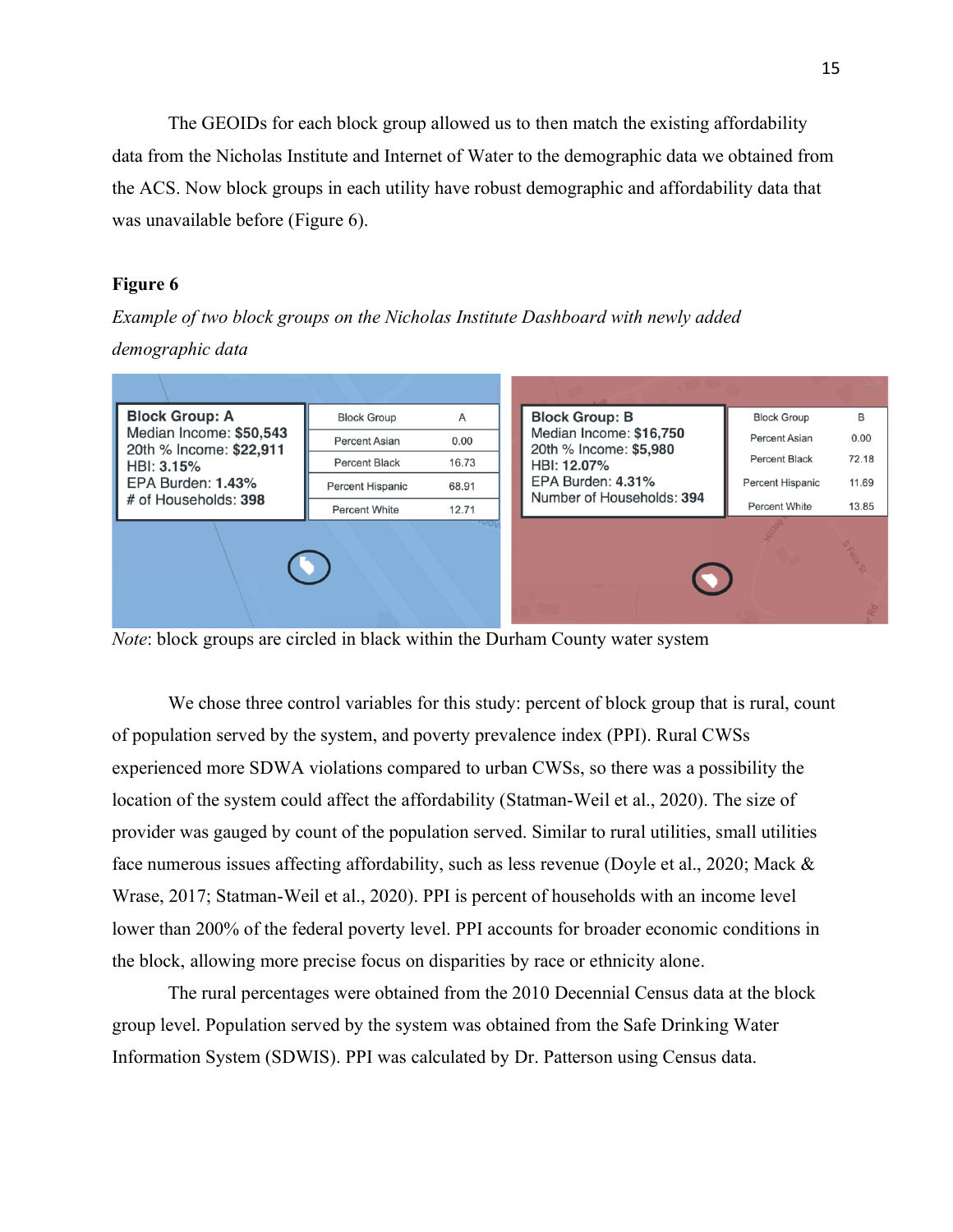The GEOIDs for each block group allowed us to then match the existing affordability data from the Nicholas Institute and Internet of Water to the demographic data we obtained from the ACS. Now block groups in each utility have robust demographic and affordability data that was unavailable before (Figure 6).

**Figure 6**

*Example of two block groups on the Nicholas Institute Dashboard with newly added demographic data*

**Block Group: A**
Median Income: **$50,543**
20th % Income: **$22,911**
HBI: **3.15%**
EPA Burden: **1.43%**
# of Households: **398**

| Block Group | A |
|---|---|
| Percent Asian | 0.00 |
| Percent Black | 16.73 |
| Percent Hispanic | 68.91 |
| Percent White | 12.71 |

**Block Group: B**
Median Income: **$16,750**
20th % Income: **$5,980**
HBI: **12.07%**
EPA Burden: **4.31%**
Number of Households: **394**

| Block Group | B |
|---|---|
| Percent Asian | 0.00 |
| Percent Black | 72.18 |
| Percent Hispanic | 11.69 |
| Percent White | 13.85 |

*Note*: block groups are circled in black within the Durham County water system

We chose three control variables for this study: percent of block group that is rural, count of population served by the system, and poverty prevalence index (PPI). Rural CWSs experienced more SDWA violations compared to urban CWSs, so there was a possibility the location of the system could affect the affordability (Statman-Weil et al., 2020). The size of provider was gauged by count of the population served. Similar to rural utilities, small utilities face numerous issues affecting affordability, such as less revenue (Doyle et al., 2020; Mack & Wrase, 2017; Statman-Weil et al., 2020). PPI is percent of households with an income level lower than 200% of the federal poverty level. PPI accounts for broader economic conditions in the block, allowing more precise focus on disparities by race or ethnicity alone.

The rural percentages were obtained from the 2010 Decennial Census data at the block group level. Population served by the system was obtained from the Safe Drinking Water Information System (SDWIS). PPI was calculated by Dr. Patterson using Census data.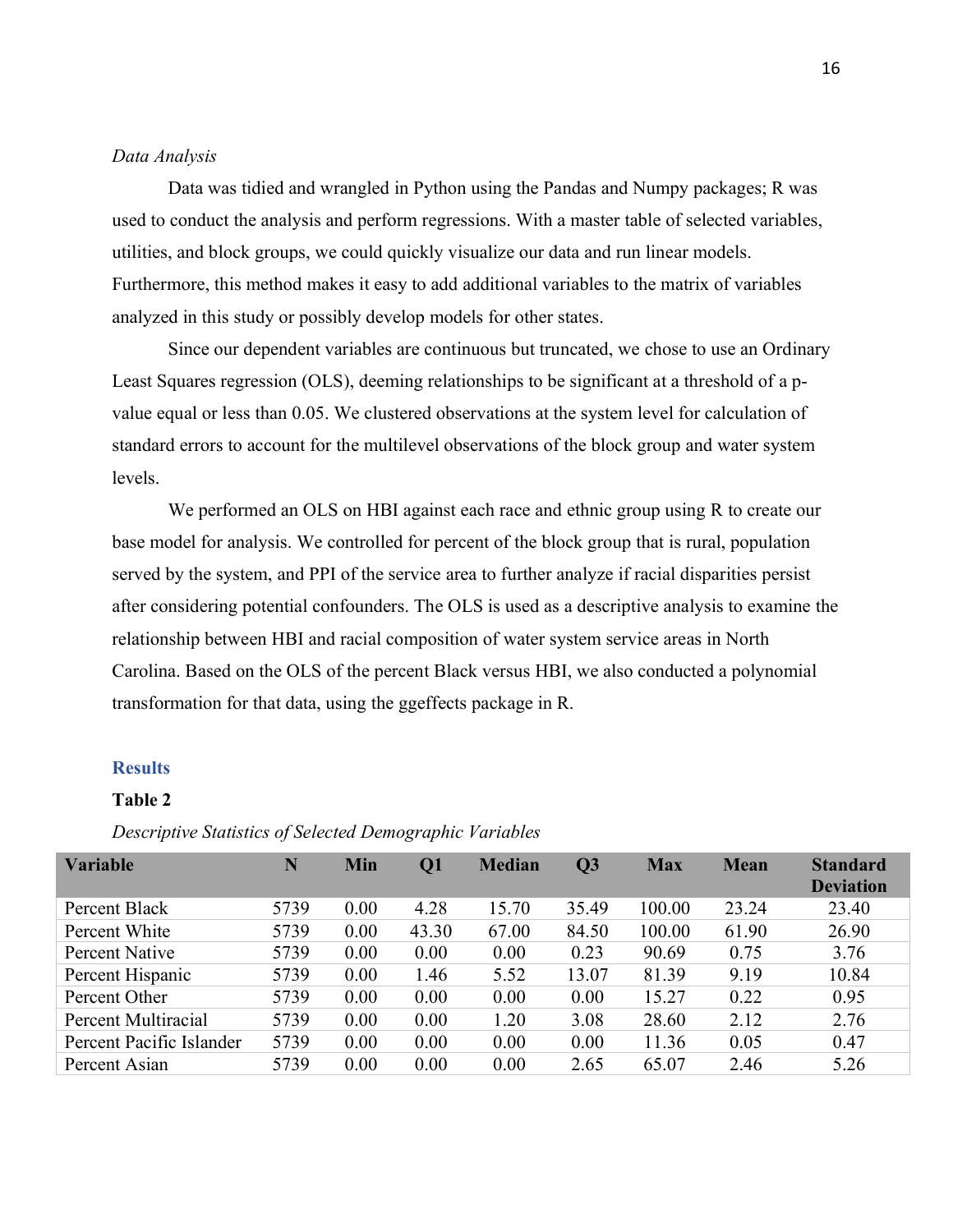*Data Analysis*

Data was tidied and wrangled in Python using the Pandas and Numpy packages; R was used to conduct the analysis and perform regressions. With a master table of selected variables, utilities, and block groups, we could quickly visualize our data and run linear models. Furthermore, this method makes it easy to add additional variables to the matrix of variables analyzed in this study or possibly develop models for other states.

Since our dependent variables are continuous but truncated, we chose to use an Ordinary Least Squares regression (OLS), deeming relationships to be significant at a threshold of a p-value equal or less than 0.05. We clustered observations at the system level for calculation of standard errors to account for the multilevel observations of the block group and water system levels.

We performed an OLS on HBI against each race and ethnic group using R to create our base model for analysis. We controlled for percent of the block group that is rural, population served by the system, and PPI of the service area to further analyze if racial disparities persist after considering potential confounders. The OLS is used as a descriptive analysis to examine the relationship between HBI and racial composition of water system service areas in North Carolina. Based on the OLS of the percent Black versus HBI, we also conducted a polynomial transformation for that data, using the ggeffects package in R.

## Results

**Table 2**

*Descriptive Statistics of Selected Demographic Variables*

| Variable | N | Min | Q1 | Median | Q3 | Max | Mean | Standard Deviation |
|---|---|---|---|---|---|---|---|---|
| Percent Black | 5739 | 0.00 | 4.28 | 15.70 | 35.49 | 100.00 | 23.24 | 23.40 |
| Percent White | 5739 | 0.00 | 43.30 | 67.00 | 84.50 | 100.00 | 61.90 | 26.90 |
| Percent Native | 5739 | 0.00 | 0.00 | 0.00 | 0.23 | 90.69 | 0.75 | 3.76 |
| Percent Hispanic | 5739 | 0.00 | 1.46 | 5.52 | 13.07 | 81.39 | 9.19 | 10.84 |
| Percent Other | 5739 | 0.00 | 0.00 | 0.00 | 0.00 | 15.27 | 0.22 | 0.95 |
| Percent Multiracial | 5739 | 0.00 | 0.00 | 1.20 | 3.08 | 28.60 | 2.12 | 2.76 |
| Percent Pacific Islander | 5739 | 0.00 | 0.00 | 0.00 | 0.00 | 11.36 | 0.05 | 0.47 |
| Percent Asian | 5739 | 0.00 | 0.00 | 0.00 | 2.65 | 65.07 | 2.46 | 5.26 |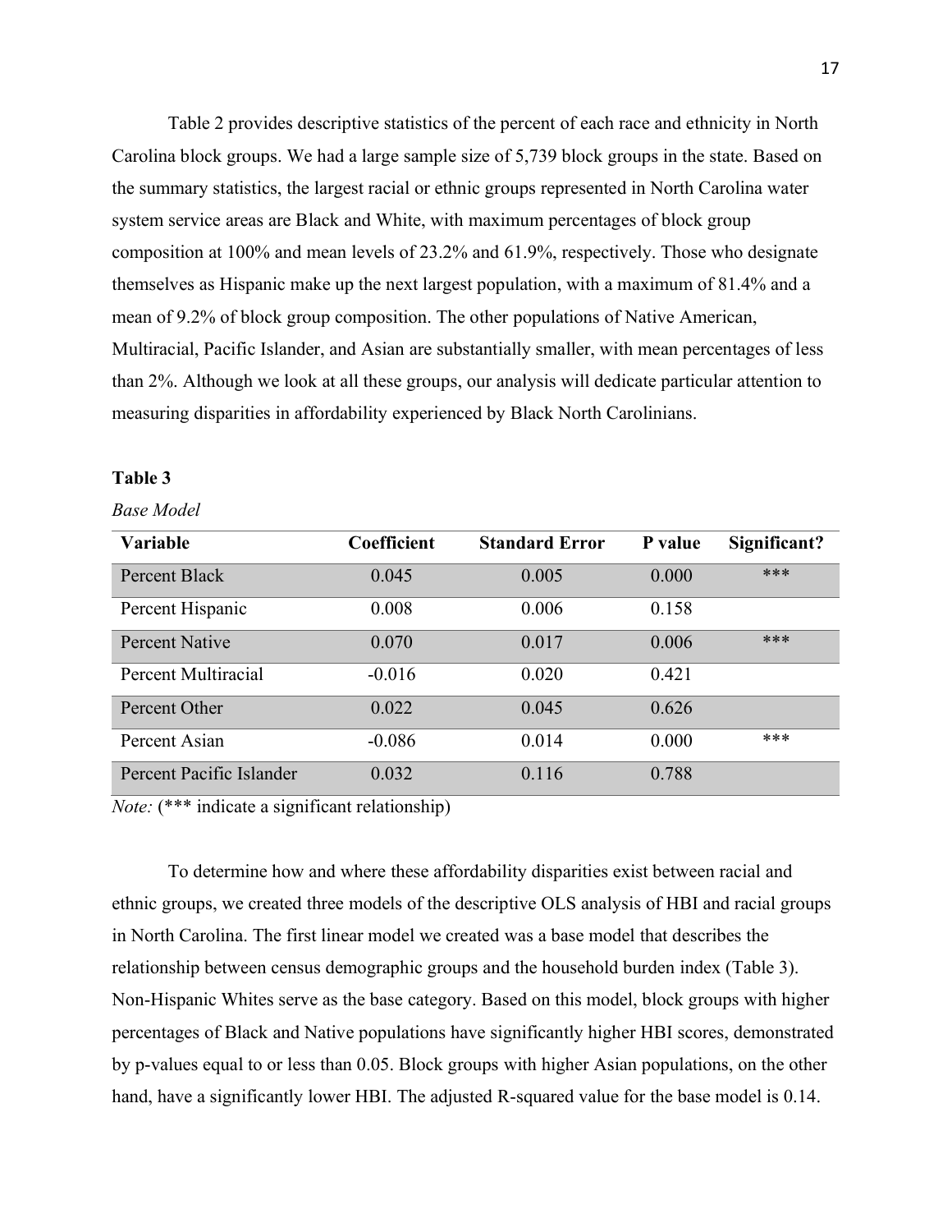Table 2 provides descriptive statistics of the percent of each race and ethnicity in North Carolina block groups. We had a large sample size of 5,739 block groups in the state. Based on the summary statistics, the largest racial or ethnic groups represented in North Carolina water system service areas are Black and White, with maximum percentages of block group composition at 100% and mean levels of 23.2% and 61.9%, respectively. Those who designate themselves as Hispanic make up the next largest population, with a maximum of 81.4% and a mean of 9.2% of block group composition. The other populations of Native American, Multiracial, Pacific Islander, and Asian are substantially smaller, with mean percentages of less than 2%. Although we look at all these groups, our analysis will dedicate particular attention to measuring disparities in affordability experienced by Black North Carolinians.

**Table 3**

*Base Model*

| Variable | Coefficient | Standard Error | P value | Significant? |
|---|---|---|---|---|
| Percent Black | 0.045 | 0.005 | 0.000 | *** |
| Percent Hispanic | 0.008 | 0.006 | 0.158 | |
| Percent Native | 0.070 | 0.017 | 0.006 | *** |
| Percent Multiracial | -0.016 | 0.020 | 0.421 | |
| Percent Other | 0.022 | 0.045 | 0.626 | |
| Percent Asian | -0.086 | 0.014 | 0.000 | *** |
| Percent Pacific Islander | 0.032 | 0.116 | 0.788 | |

*Note:* (*** indicate a significant relationship)

To determine how and where these affordability disparities exist between racial and ethnic groups, we created three models of the descriptive OLS analysis of HBI and racial groups in North Carolina. The first linear model we created was a base model that describes the relationship between census demographic groups and the household burden index (Table 3). Non-Hispanic Whites serve as the base category. Based on this model, block groups with higher percentages of Black and Native populations have significantly higher HBI scores, demonstrated by p-values equal to or less than 0.05. Block groups with higher Asian populations, on the other hand, have a significantly lower HBI. The adjusted R-squared value for the base model is 0.14.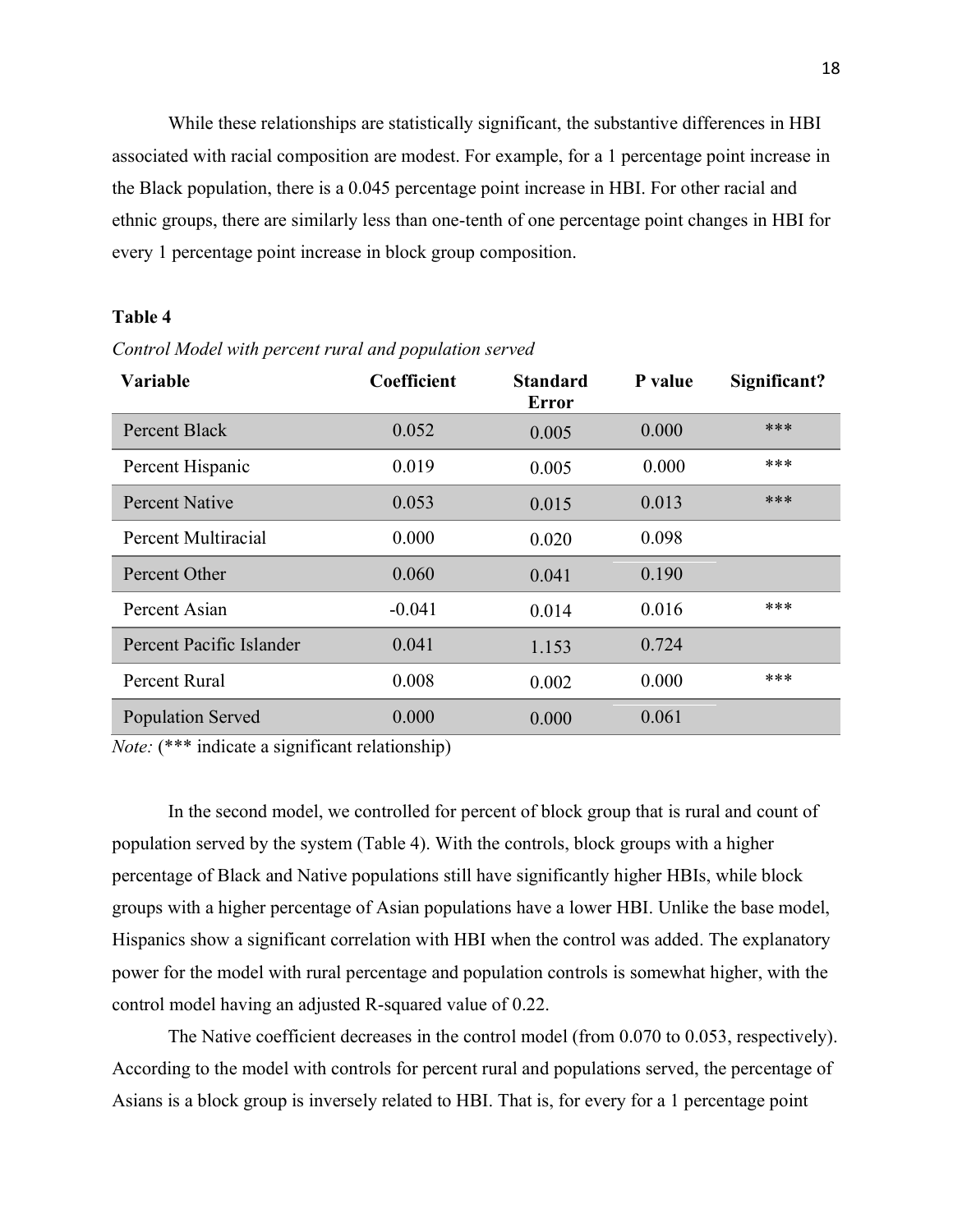While these relationships are statistically significant, the substantive differences in HBI associated with racial composition are modest. For example, for a 1 percentage point increase in the Black population, there is a 0.045 percentage point increase in HBI. For other racial and ethnic groups, there are similarly less than one-tenth of one percentage point changes in HBI for every 1 percentage point increase in block group composition.

**Table 4**

*Control Model with percent rural and population served*

| Variable | Coefficient | Standard Error | P value | Significant? |
|---|---|---|---|---|
| Percent Black | 0.052 | 0.005 | 0.000 | *** |
| Percent Hispanic | 0.019 | 0.005 | 0.000 | *** |
| Percent Native | 0.053 | 0.015 | 0.013 | *** |
| Percent Multiracial | 0.000 | 0.020 | 0.098 | |
| Percent Other | 0.060 | 0.041 | 0.190 | |
| Percent Asian | -0.041 | 0.014 | 0.016 | *** |
| Percent Pacific Islander | 0.041 | 1.153 | 0.724 | |
| Percent Rural | 0.008 | 0.002 | 0.000 | *** |
| Population Served | 0.000 | 0.000 | 0.061 | |

*Note:* (*** indicate a significant relationship)

In the second model, we controlled for percent of block group that is rural and count of population served by the system (Table 4). With the controls, block groups with a higher percentage of Black and Native populations still have significantly higher HBIs, while block groups with a higher percentage of Asian populations have a lower HBI. Unlike the base model, Hispanics show a significant correlation with HBI when the control was added. The explanatory power for the model with rural percentage and population controls is somewhat higher, with the control model having an adjusted R-squared value of 0.22.

The Native coefficient decreases in the control model (from 0.070 to 0.053, respectively). According to the model with controls for percent rural and populations served, the percentage of Asians is a block group is inversely related to HBI. That is, for every for a 1 percentage point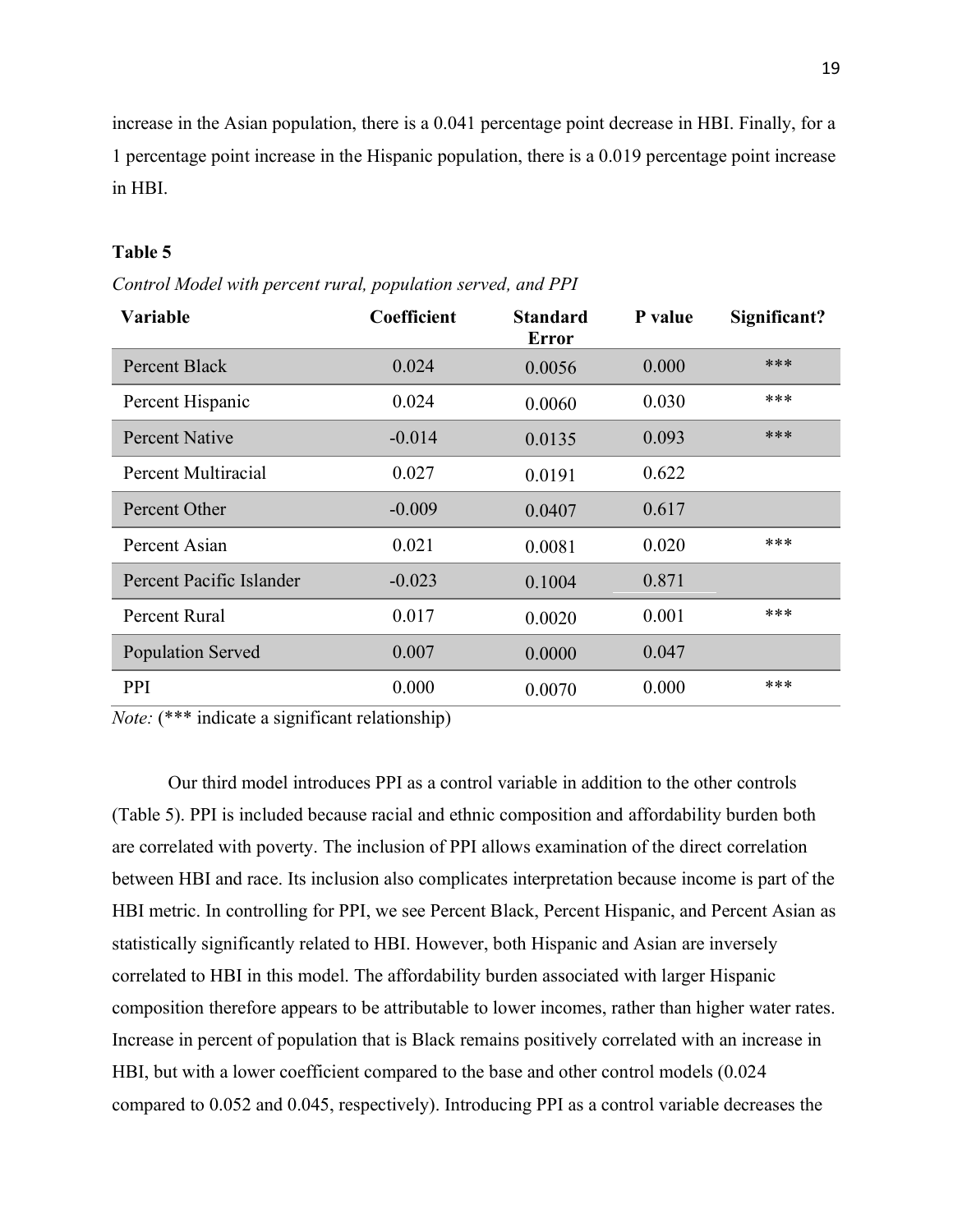increase in the Asian population, there is a 0.041 percentage point decrease in HBI. Finally, for a 1 percentage point increase in the Hispanic population, there is a 0.019 percentage point increase in HBI.

**Table 5**

*Control Model with percent rural, population served, and PPI*

| Variable | Coefficient | Standard Error | P value | Significant? |
|---|---|---|---|---|
| Percent Black | 0.024 | 0.0056 | 0.000 | *** |
| Percent Hispanic | 0.024 | 0.0060 | 0.030 | *** |
| Percent Native | -0.014 | 0.0135 | 0.093 | *** |
| Percent Multiracial | 0.027 | 0.0191 | 0.622 | |
| Percent Other | -0.009 | 0.0407 | 0.617 | |
| Percent Asian | 0.021 | 0.0081 | 0.020 | *** |
| Percent Pacific Islander | -0.023 | 0.1004 | 0.871 | |
| Percent Rural | 0.017 | 0.0020 | 0.001 | *** |
| Population Served | 0.007 | 0.0000 | 0.047 | |
| PPI | 0.000 | 0.0070 | 0.000 | *** |

*Note:* (*** indicate a significant relationship)

Our third model introduces PPI as a control variable in addition to the other controls (Table 5). PPI is included because racial and ethnic composition and affordability burden both are correlated with poverty. The inclusion of PPI allows examination of the direct correlation between HBI and race. Its inclusion also complicates interpretation because income is part of the HBI metric. In controlling for PPI, we see Percent Black, Percent Hispanic, and Percent Asian as statistically significantly related to HBI. However, both Hispanic and Asian are inversely correlated to HBI in this model. The affordability burden associated with larger Hispanic composition therefore appears to be attributable to lower incomes, rather than higher water rates. Increase in percent of population that is Black remains positively correlated with an increase in HBI, but with a lower coefficient compared to the base and other control models (0.024 compared to 0.052 and 0.045, respectively). Introducing PPI as a control variable decreases the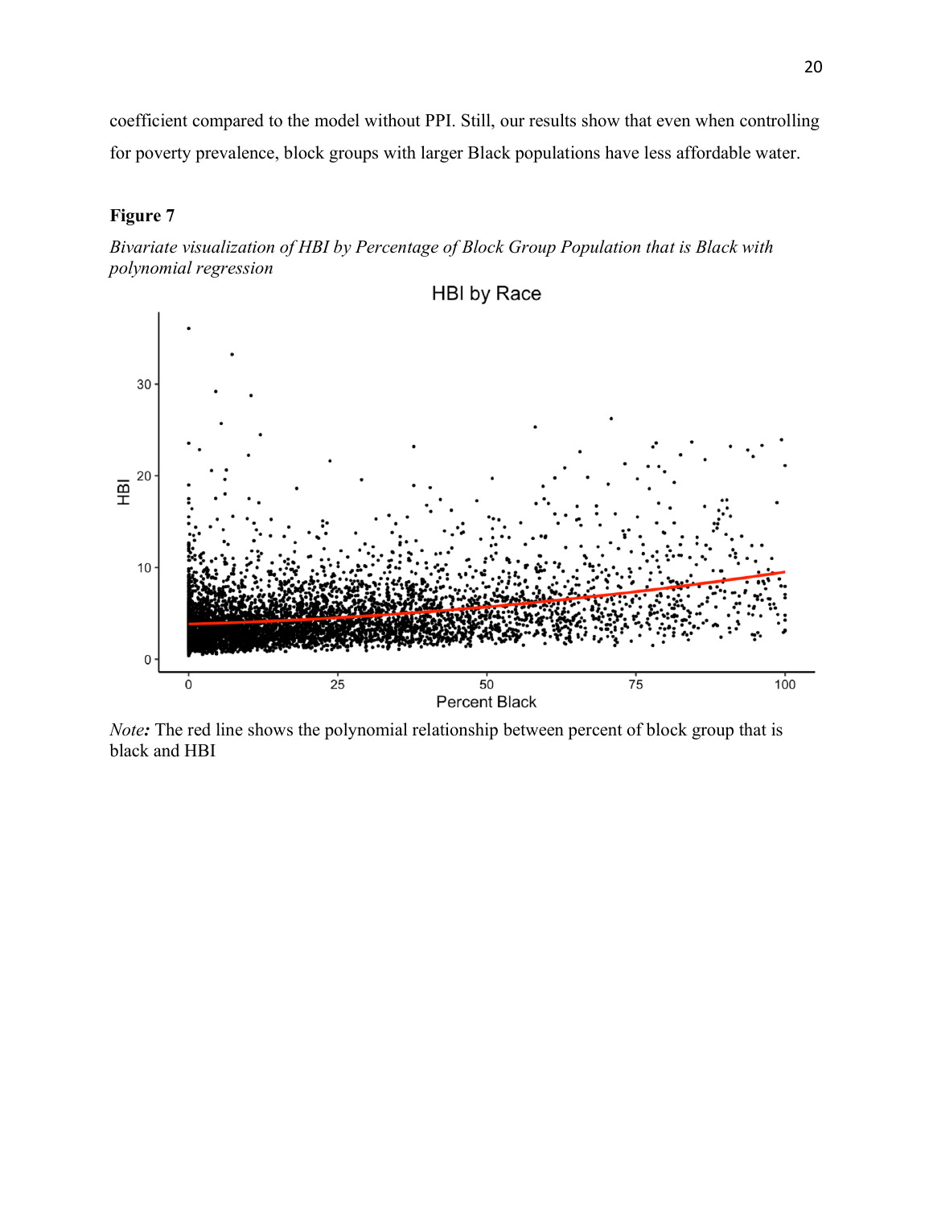coefficient compared to the model without PPI. Still, our results show that even when controlling for poverty prevalence, block groups with larger Black populations have less affordable water.

**Figure 7**

*Bivariate visualization of HBI by Percentage of Block Group Population that is Black with polynomial regression*

*Note:* The red line shows the polynomial relationship between percent of block group that is black and HBI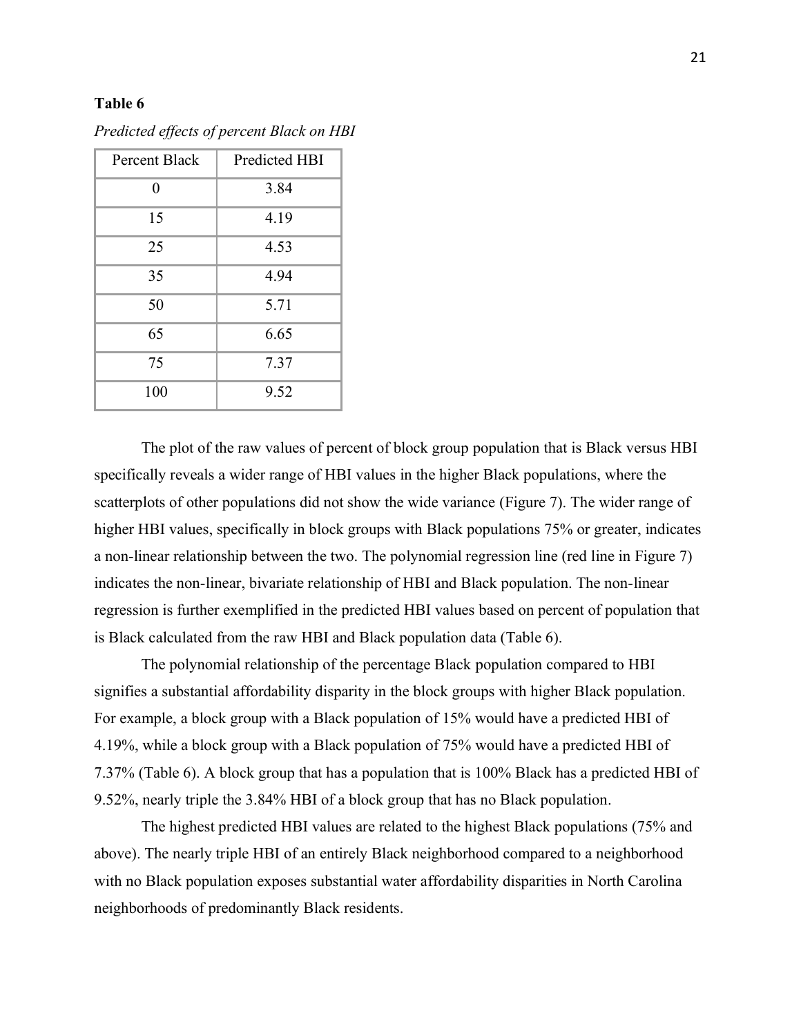**Table 6**

*Predicted effects of percent Black on HBI*

| Percent Black | Predicted HBI |
|---|---|
| 0 | 3.84 |
| 15 | 4.19 |
| 25 | 4.53 |
| 35 | 4.94 |
| 50 | 5.71 |
| 65 | 6.65 |
| 75 | 7.37 |
| 100 | 9.52 |

The plot of the raw values of percent of block group population that is Black versus HBI specifically reveals a wider range of HBI values in the higher Black populations, where the scatterplots of other populations did not show the wide variance (Figure 7). The wider range of higher HBI values, specifically in block groups with Black populations 75% or greater, indicates a non-linear relationship between the two. The polynomial regression line (red line in Figure 7) indicates the non-linear, bivariate relationship of HBI and Black population. The non-linear regression is further exemplified in the predicted HBI values based on percent of population that is Black calculated from the raw HBI and Black population data (Table 6).

The polynomial relationship of the percentage Black population compared to HBI signifies a substantial affordability disparity in the block groups with higher Black population. For example, a block group with a Black population of 15% would have a predicted HBI of 4.19%, while a block group with a Black population of 75% would have a predicted HBI of 7.37% (Table 6). A block group that has a population that is 100% Black has a predicted HBI of 9.52%, nearly triple the 3.84% HBI of a block group that has no Black population.

The highest predicted HBI values are related to the highest Black populations (75% and above). The nearly triple HBI of an entirely Black neighborhood compared to a neighborhood with no Black population exposes substantial water affordability disparities in North Carolina neighborhoods of predominantly Black residents.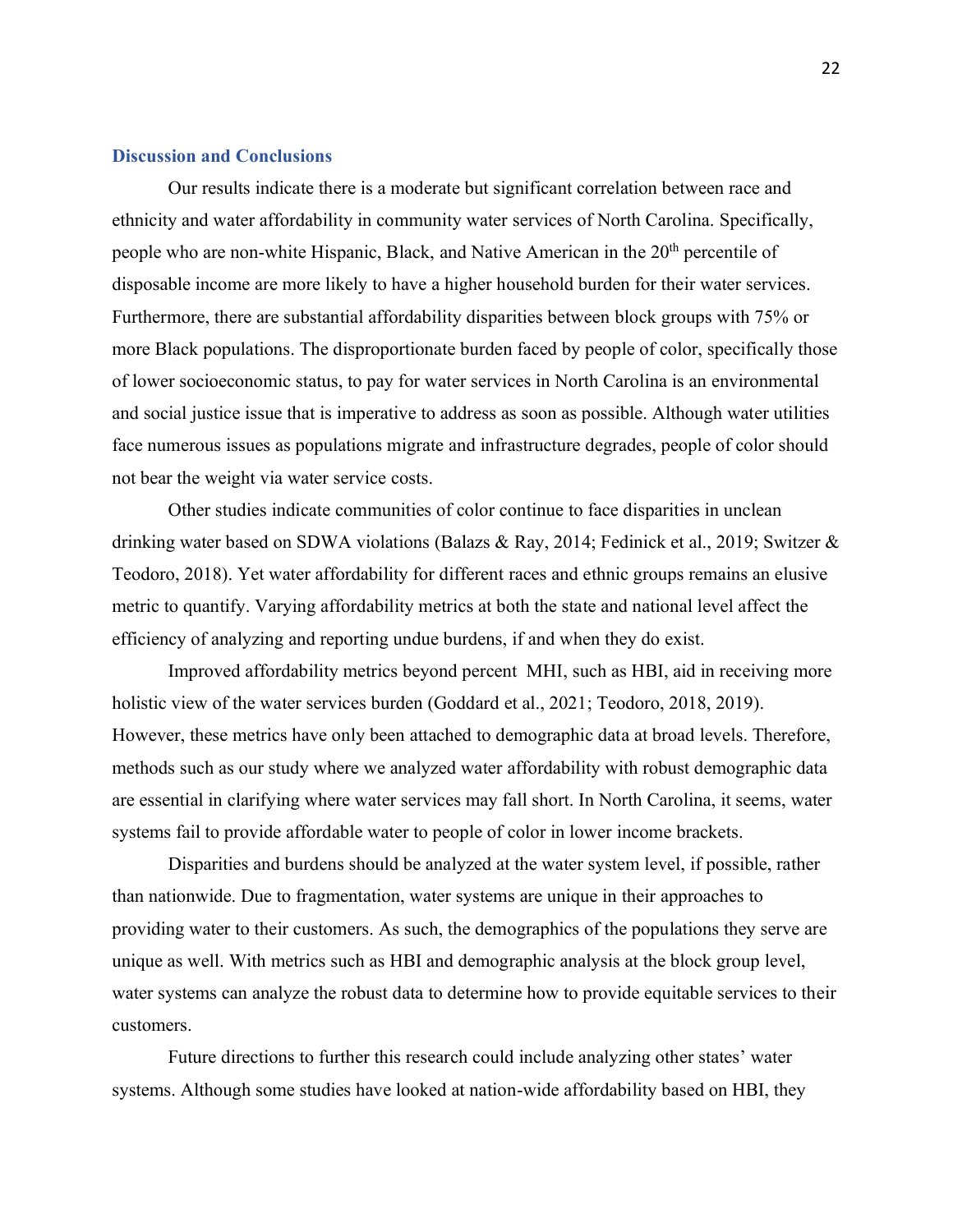## Discussion and Conclusions

Our results indicate there is a moderate but significant correlation between race and ethnicity and water affordability in community water services of North Carolina. Specifically, people who are non-white Hispanic, Black, and Native American in the 20th percentile of disposable income are more likely to have a higher household burden for their water services. Furthermore, there are substantial affordability disparities between block groups with 75% or more Black populations. The disproportionate burden faced by people of color, specifically those of lower socioeconomic status, to pay for water services in North Carolina is an environmental and social justice issue that is imperative to address as soon as possible. Although water utilities face numerous issues as populations migrate and infrastructure degrades, people of color should not bear the weight via water service costs.

Other studies indicate communities of color continue to face disparities in unclean drinking water based on SDWA violations (Balazs & Ray, 2014; Fedinick et al., 2019; Switzer & Teodoro, 2018). Yet water affordability for different races and ethnic groups remains an elusive metric to quantify. Varying affordability metrics at both the state and national level affect the efficiency of analyzing and reporting undue burdens, if and when they do exist.

Improved affordability metrics beyond percent MHI, such as HBI, aid in receiving more holistic view of the water services burden (Goddard et al., 2021; Teodoro, 2018, 2019). However, these metrics have only been attached to demographic data at broad levels. Therefore, methods such as our study where we analyzed water affordability with robust demographic data are essential in clarifying where water services may fall short. In North Carolina, it seems, water systems fail to provide affordable water to people of color in lower income brackets.

Disparities and burdens should be analyzed at the water system level, if possible, rather than nationwide. Due to fragmentation, water systems are unique in their approaches to providing water to their customers. As such, the demographics of the populations they serve are unique as well. With metrics such as HBI and demographic analysis at the block group level, water systems can analyze the robust data to determine how to provide equitable services to their customers.

Future directions to further this research could include analyzing other states' water systems. Although some studies have looked at nation-wide affordability based on HBI, they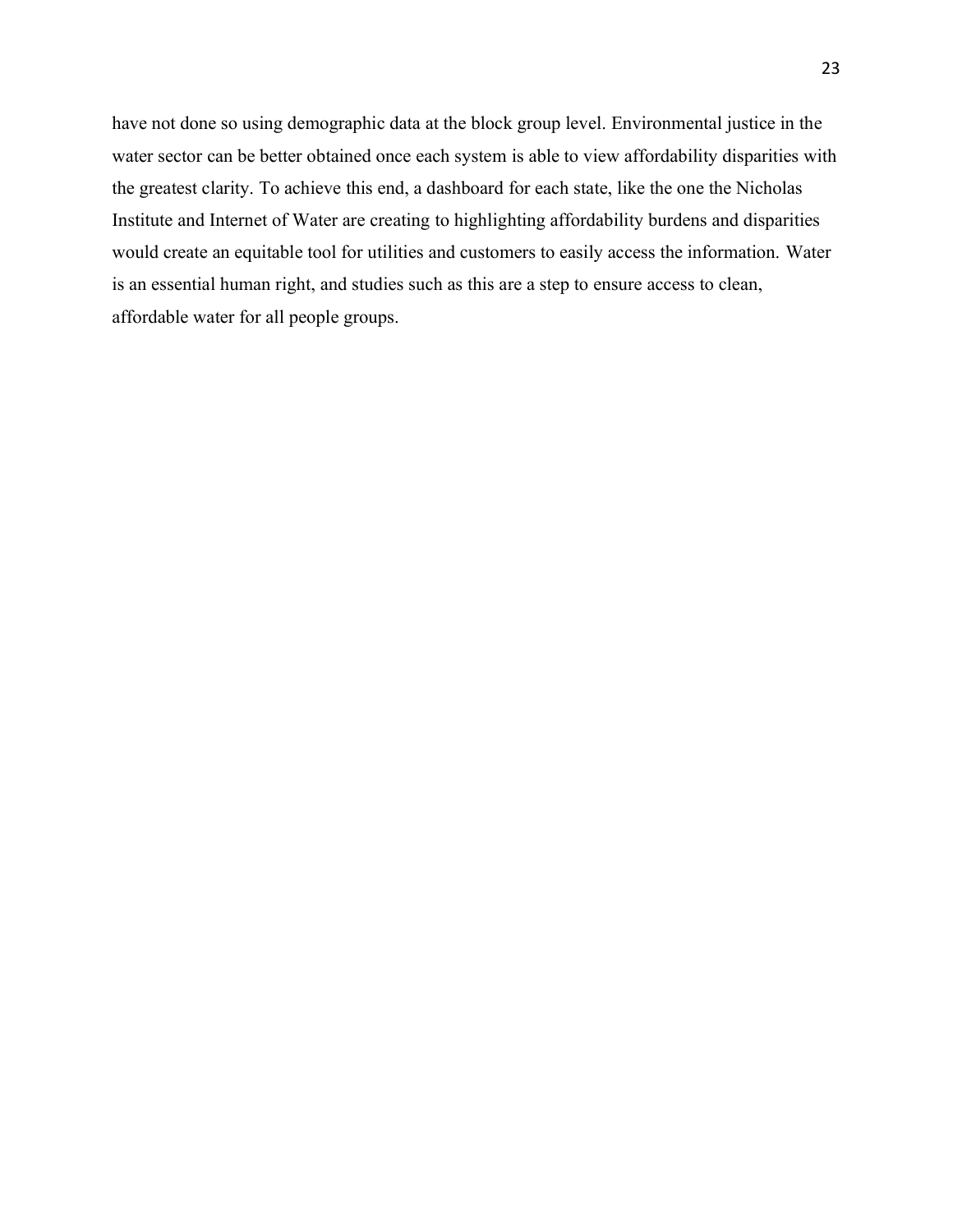have not done so using demographic data at the block group level. Environmental justice in the water sector can be better obtained once each system is able to view affordability disparities with the greatest clarity. To achieve this end, a dashboard for each state, like the one the Nicholas Institute and Internet of Water are creating to highlighting affordability burdens and disparities would create an equitable tool for utilities and customers to easily access the information. Water is an essential human right, and studies such as this are a step to ensure access to clean, affordable water for all people groups.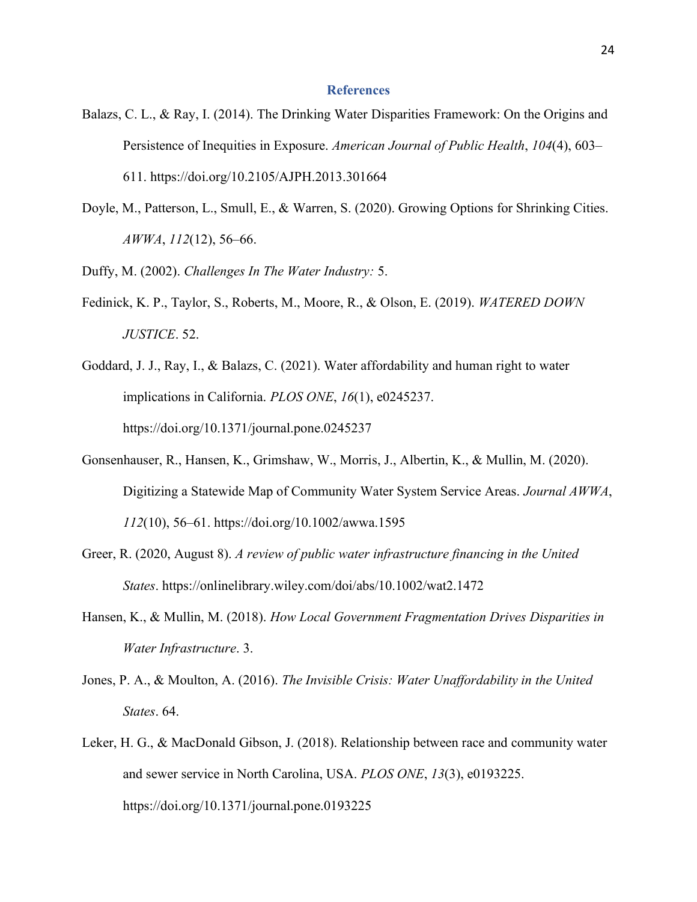## References

Balazs, C. L., & Ray, I. (2014). The Drinking Water Disparities Framework: On the Origins and Persistence of Inequities in Exposure. *American Journal of Public Health*, *104*(4), 603–611. https://doi.org/10.2105/AJPH.2013.301664

Doyle, M., Patterson, L., Smull, E., & Warren, S. (2020). Growing Options for Shrinking Cities. *AWWA*, *112*(12), 56–66.

Duffy, M. (2002). *Challenges In The Water Industry:* 5.

Fedinick, K. P., Taylor, S., Roberts, M., Moore, R., & Olson, E. (2019). *WATERED DOWN JUSTICE*. 52.

Goddard, J. J., Ray, I., & Balazs, C. (2021). Water affordability and human right to water implications in California. *PLOS ONE*, *16*(1), e0245237. https://doi.org/10.1371/journal.pone.0245237

Gonsenhauser, R., Hansen, K., Grimshaw, W., Morris, J., Albertin, K., & Mullin, M. (2020). Digitizing a Statewide Map of Community Water System Service Areas. *Journal AWWA*, *112*(10), 56–61. https://doi.org/10.1002/awwa.1595

Greer, R. (2020, August 8). *A review of public water infrastructure financing in the United States*. https://onlinelibrary.wiley.com/doi/abs/10.1002/wat2.1472

Hansen, K., & Mullin, M. (2018). *How Local Government Fragmentation Drives Disparities in Water Infrastructure*. 3.

Jones, P. A., & Moulton, A. (2016). *The Invisible Crisis: Water Unaffordability in the United States*. 64.

Leker, H. G., & MacDonald Gibson, J. (2018). Relationship between race and community water and sewer service in North Carolina, USA. *PLOS ONE*, *13*(3), e0193225. https://doi.org/10.1371/journal.pone.0193225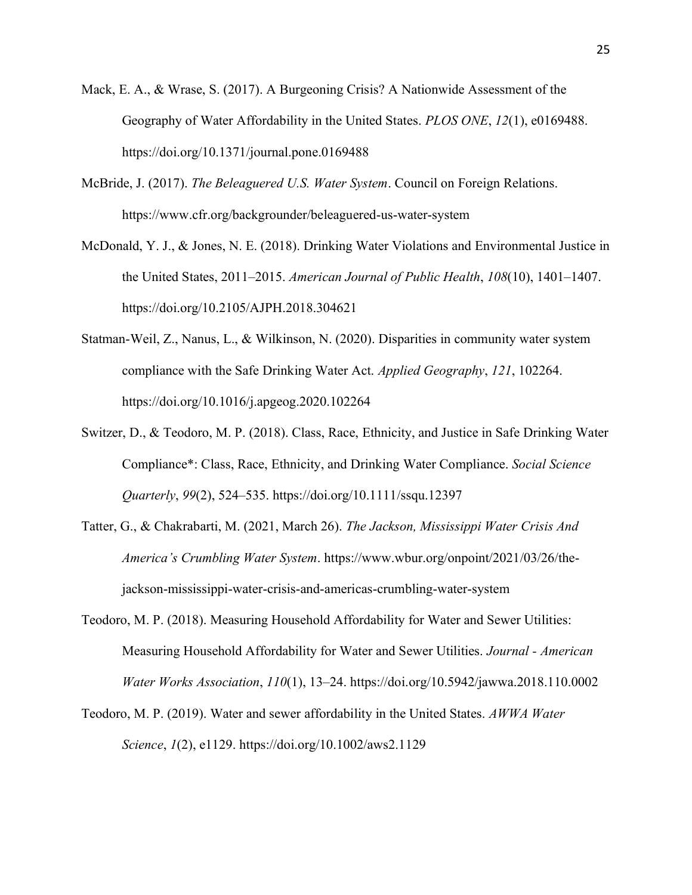Mack, E. A., & Wrase, S. (2017). A Burgeoning Crisis? A Nationwide Assessment of the Geography of Water Affordability in the United States. *PLOS ONE*, *12*(1), e0169488. https://doi.org/10.1371/journal.pone.0169488

McBride, J. (2017). *The Beleaguered U.S. Water System*. Council on Foreign Relations. https://www.cfr.org/backgrounder/beleaguered-us-water-system

McDonald, Y. J., & Jones, N. E. (2018). Drinking Water Violations and Environmental Justice in the United States, 2011–2015. *American Journal of Public Health*, *108*(10), 1401–1407. https://doi.org/10.2105/AJPH.2018.304621

Statman-Weil, Z., Nanus, L., & Wilkinson, N. (2020). Disparities in community water system compliance with the Safe Drinking Water Act. *Applied Geography*, *121*, 102264. https://doi.org/10.1016/j.apgeog.2020.102264

Switzer, D., & Teodoro, M. P. (2018). Class, Race, Ethnicity, and Justice in Safe Drinking Water Compliance*: Class, Race, Ethnicity, and Drinking Water Compliance. *Social Science Quarterly*, *99*(2), 524–535. https://doi.org/10.1111/ssqu.12397

Tatter, G., & Chakrabarti, M. (2021, March 26). *The Jackson, Mississippi Water Crisis And America's Crumbling Water System*. https://www.wbur.org/onpoint/2021/03/26/the-jackson-mississippi-water-crisis-and-americas-crumbling-water-system

Teodoro, M. P. (2018). Measuring Household Affordability for Water and Sewer Utilities: Measuring Household Affordability for Water and Sewer Utilities. *Journal - American Water Works Association*, *110*(1), 13–24. https://doi.org/10.5942/jawwa.2018.110.0002

Teodoro, M. P. (2019). Water and sewer affordability in the United States. *AWWA Water Science*, *1*(2), e1129. https://doi.org/10.1002/aws2.1129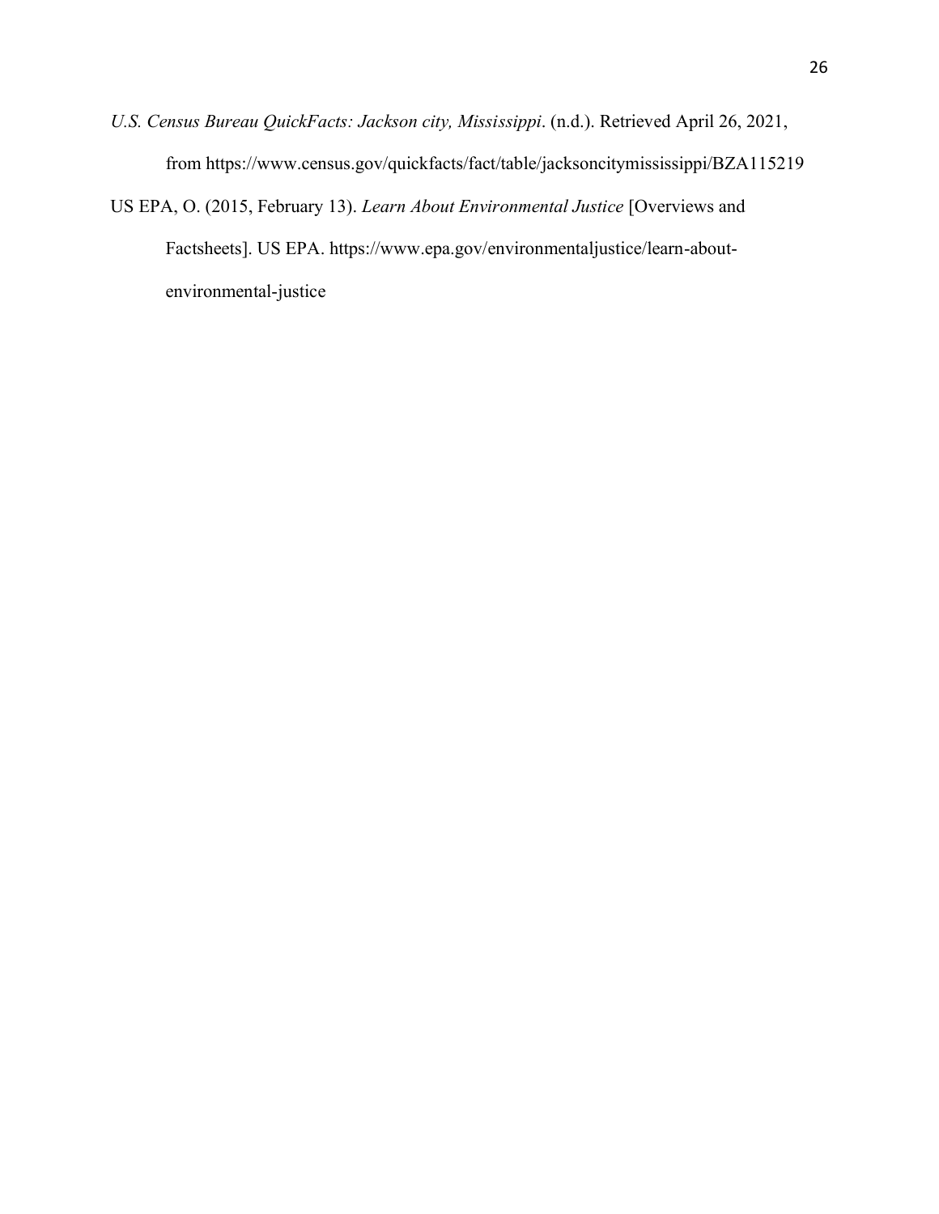*U.S. Census Bureau QuickFacts: Jackson city, Mississippi*. (n.d.). Retrieved April 26, 2021, from https://www.census.gov/quickfacts/fact/table/jacksoncitymississippi/BZA115219

US EPA, O. (2015, February 13). *Learn About Environmental Justice* [Overviews and Factsheets]. US EPA. https://www.epa.gov/environmentaljustice/learn-about-environmental-justice